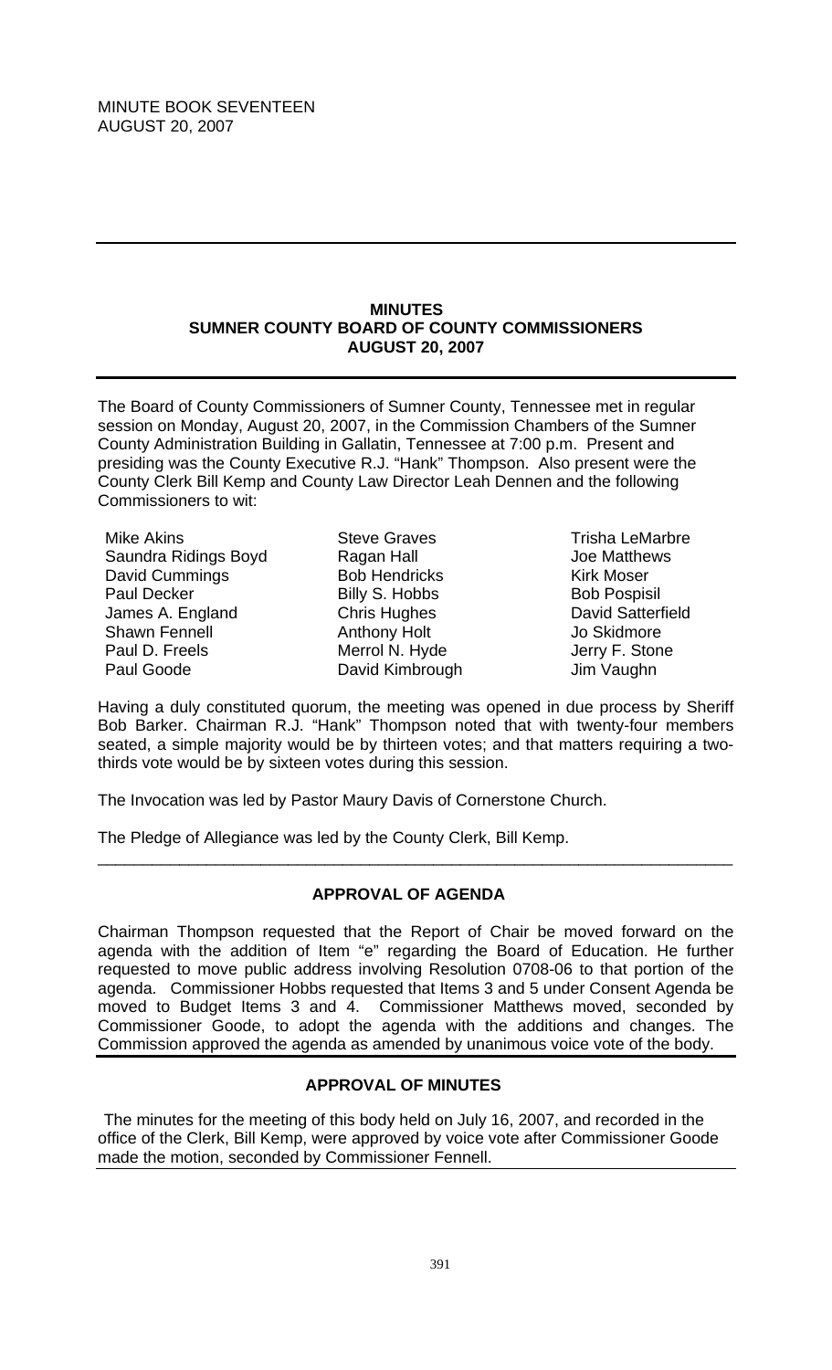MINUTE BOOK SEVENTEEN
AUGUST 20, 2007

---

## MINUTES
## SUMNER COUNTY BOARD OF COUNTY COMMISSIONERS
## AUGUST 20, 2007

---

The Board of County Commissioners of Sumner County, Tennessee met in regular session on Monday, August 20, 2007, in the Commission Chambers of the Sumner County Administration Building in Gallatin, Tennessee at 7:00 p.m. Present and presiding was the County Executive R.J. "Hank" Thompson. Also present were the County Clerk Bill Kemp and County Law Director Leah Dennen and the following Commissioners to wit:

| | | |
|---|---|---|
| Mike Akins | Steve Graves | Trisha LeMarbre |
| Saundra Ridings Boyd | Ragan Hall | Joe Matthews |
| David Cummings | Bob Hendricks | Kirk Moser |
| Paul Decker | Billy S. Hobbs | Bob Pospisil |
| James A. England | Chris Hughes | David Satterfield |
| Shawn Fennell | Anthony Holt | Jo Skidmore |
| Paul D. Freels | Merrol N. Hyde | Jerry F. Stone |
| Paul Goode | David Kimbrough | Jim Vaughn |

Having a duly constituted quorum, the meeting was opened in due process by Sheriff Bob Barker. Chairman R.J. "Hank" Thompson noted that with twenty-four members seated, a simple majority would be by thirteen votes; and that matters requiring a two-thirds vote would be by sixteen votes during this session.

The Invocation was led by Pastor Maury Davis of Cornerstone Church.

The Pledge of Allegiance was led by the County Clerk, Bill Kemp.

---

### APPROVAL OF AGENDA

Chairman Thompson requested that the Report of Chair be moved forward on the agenda with the addition of Item "e" regarding the Board of Education. He further requested to move public address involving Resolution 0708-06 to that portion of the agenda. Commissioner Hobbs requested that Items 3 and 5 under Consent Agenda be moved to Budget Items 3 and 4. Commissioner Matthews moved, seconded by Commissioner Goode, to adopt the agenda with the additions and changes. The Commission approved the agenda as amended by unanimous voice vote of the body.

---

### APPROVAL OF MINUTES

The minutes for the meeting of this body held on July 16, 2007, and recorded in the office of the Clerk, Bill Kemp, were approved by voice vote after Commissioner Goode made the motion, seconded by Commissioner Fennell.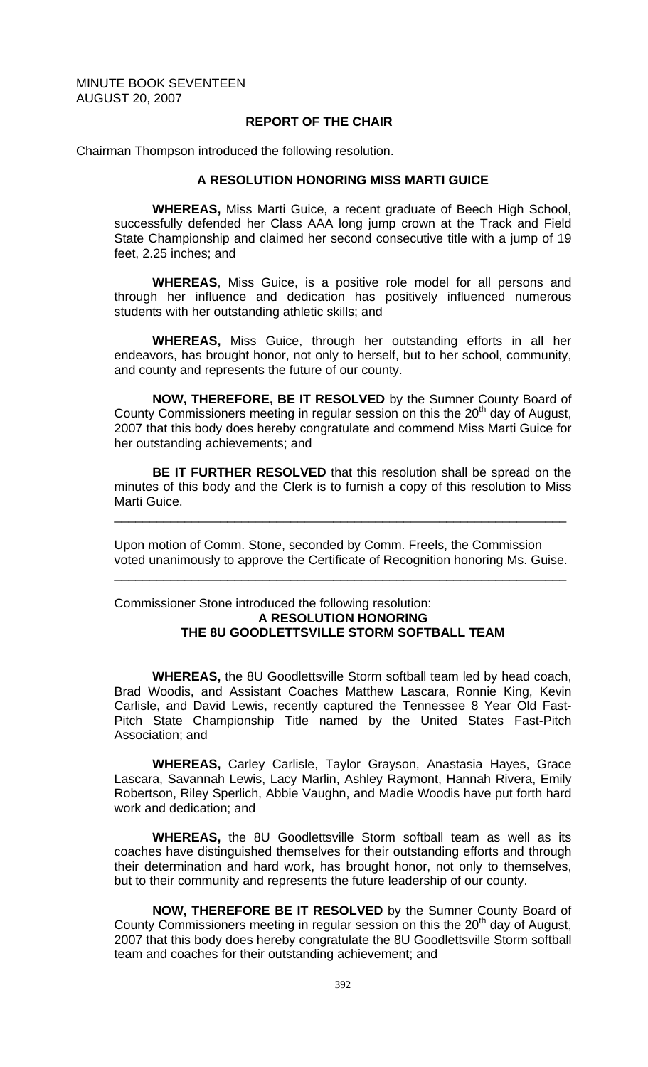MINUTE BOOK SEVENTEEN
AUGUST 20, 2007

**REPORT OF THE CHAIR**

Chairman Thompson introduced the following resolution.

**A RESOLUTION HONORING MISS MARTI GUICE**

**WHEREAS,** Miss Marti Guice, a recent graduate of Beech High School, successfully defended her Class AAA long jump crown at the Track and Field State Championship and claimed her second consecutive title with a jump of 19 feet, 2.25 inches; and

**WHEREAS**, Miss Guice, is a positive role model for all persons and through her influence and dedication has positively influenced numerous students with her outstanding athletic skills; and

**WHEREAS,** Miss Guice, through her outstanding efforts in all her endeavors, has brought honor, not only to herself, but to her school, community, and county and represents the future of our county.

**NOW, THEREFORE, BE IT RESOLVED** by the Sumner County Board of County Commissioners meeting in regular session on this the 20th day of August, 2007 that this body does hereby congratulate and commend Miss Marti Guice for her outstanding achievements; and

**BE IT FURTHER RESOLVED** that this resolution shall be spread on the minutes of this body and the Clerk is to furnish a copy of this resolution to Miss Marti Guice.

---

Upon motion of Comm. Stone, seconded by Comm. Freels, the Commission voted unanimously to approve the Certificate of Recognition honoring Ms. Guise.

---

Commissioner Stone introduced the following resolution:

**A RESOLUTION HONORING**
**THE 8U GOODLETTSVILLE STORM SOFTBALL TEAM**

**WHEREAS,** the 8U Goodlettsville Storm softball team led by head coach, Brad Woodis, and Assistant Coaches Matthew Lascara, Ronnie King, Kevin Carlisle, and David Lewis, recently captured the Tennessee 8 Year Old Fast-Pitch State Championship Title named by the United States Fast-Pitch Association; and

**WHEREAS,** Carley Carlisle, Taylor Grayson, Anastasia Hayes, Grace Lascara, Savannah Lewis, Lacy Marlin, Ashley Raymont, Hannah Rivera, Emily Robertson, Riley Sperlich, Abbie Vaughn, and Madie Woodis have put forth hard work and dedication; and

**WHEREAS,** the 8U Goodlettsville Storm softball team as well as its coaches have distinguished themselves for their outstanding efforts and through their determination and hard work, has brought honor, not only to themselves, but to their community and represents the future leadership of our county.

**NOW, THEREFORE BE IT RESOLVED** by the Sumner County Board of County Commissioners meeting in regular session on this the 20th day of August, 2007 that this body does hereby congratulate the 8U Goodlettsville Storm softball team and coaches for their outstanding achievement; and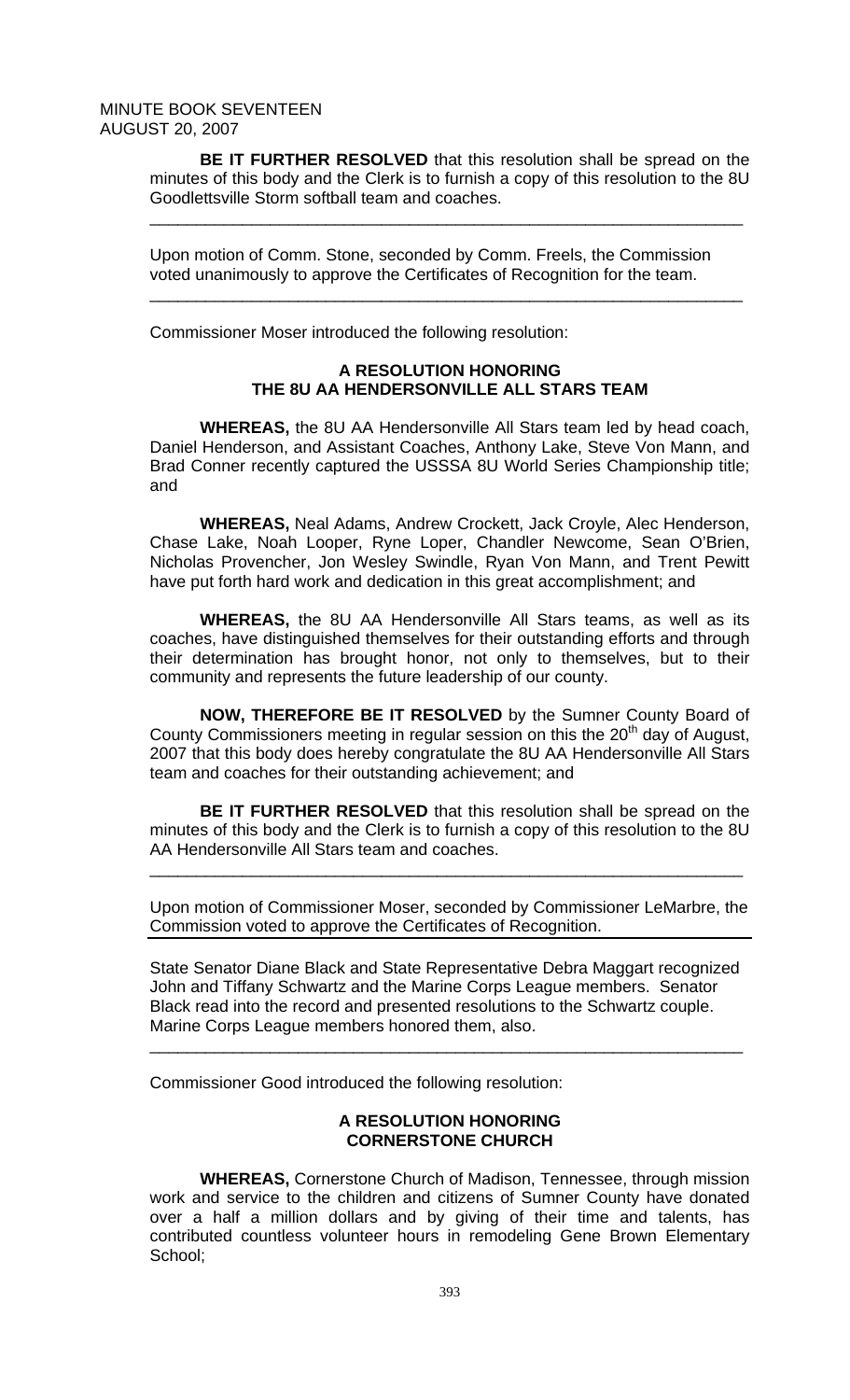**BE IT FURTHER RESOLVED** that this resolution shall be spread on the minutes of this body and the Clerk is to furnish a copy of this resolution to the 8U Goodlettsville Storm softball team and coaches.

---

Upon motion of Comm. Stone, seconded by Comm. Freels, the Commission voted unanimously to approve the Certificates of Recognition for the team.

---

Commissioner Moser introduced the following resolution:

**A RESOLUTION HONORING THE 8U AA HENDERSONVILLE ALL STARS TEAM**

**WHEREAS,** the 8U AA Hendersonville All Stars team led by head coach, Daniel Henderson, and Assistant Coaches, Anthony Lake, Steve Von Mann, and Brad Conner recently captured the USSSA 8U World Series Championship title; and

**WHEREAS,** Neal Adams, Andrew Crockett, Jack Croyle, Alec Henderson, Chase Lake, Noah Looper, Ryne Loper, Chandler Newcome, Sean O'Brien, Nicholas Provencher, Jon Wesley Swindle, Ryan Von Mann, and Trent Pewitt have put forth hard work and dedication in this great accomplishment; and

**WHEREAS,** the 8U AA Hendersonville All Stars teams, as well as its coaches, have distinguished themselves for their outstanding efforts and through their determination has brought honor, not only to themselves, but to their community and represents the future leadership of our county.

**NOW, THEREFORE BE IT RESOLVED** by the Sumner County Board of County Commissioners meeting in regular session on this the 20th day of August, 2007 that this body does hereby congratulate the 8U AA Hendersonville All Stars team and coaches for their outstanding achievement; and

**BE IT FURTHER RESOLVED** that this resolution shall be spread on the minutes of this body and the Clerk is to furnish a copy of this resolution to the 8U AA Hendersonville All Stars team and coaches.

---

Upon motion of Commissioner Moser, seconded by Commissioner LeMarbre, the Commission voted to approve the Certificates of Recognition.

---

State Senator Diane Black and State Representative Debra Maggart recognized John and Tiffany Schwartz and the Marine Corps League members. Senator Black read into the record and presented resolutions to the Schwartz couple. Marine Corps League members honored them, also.

---

Commissioner Good introduced the following resolution:

**A RESOLUTION HONORING CORNERSTONE CHURCH**

**WHEREAS,** Cornerstone Church of Madison, Tennessee, through mission work and service to the children and citizens of Sumner County have donated over a half a million dollars and by giving of their time and talents, has contributed countless volunteer hours in remodeling Gene Brown Elementary School;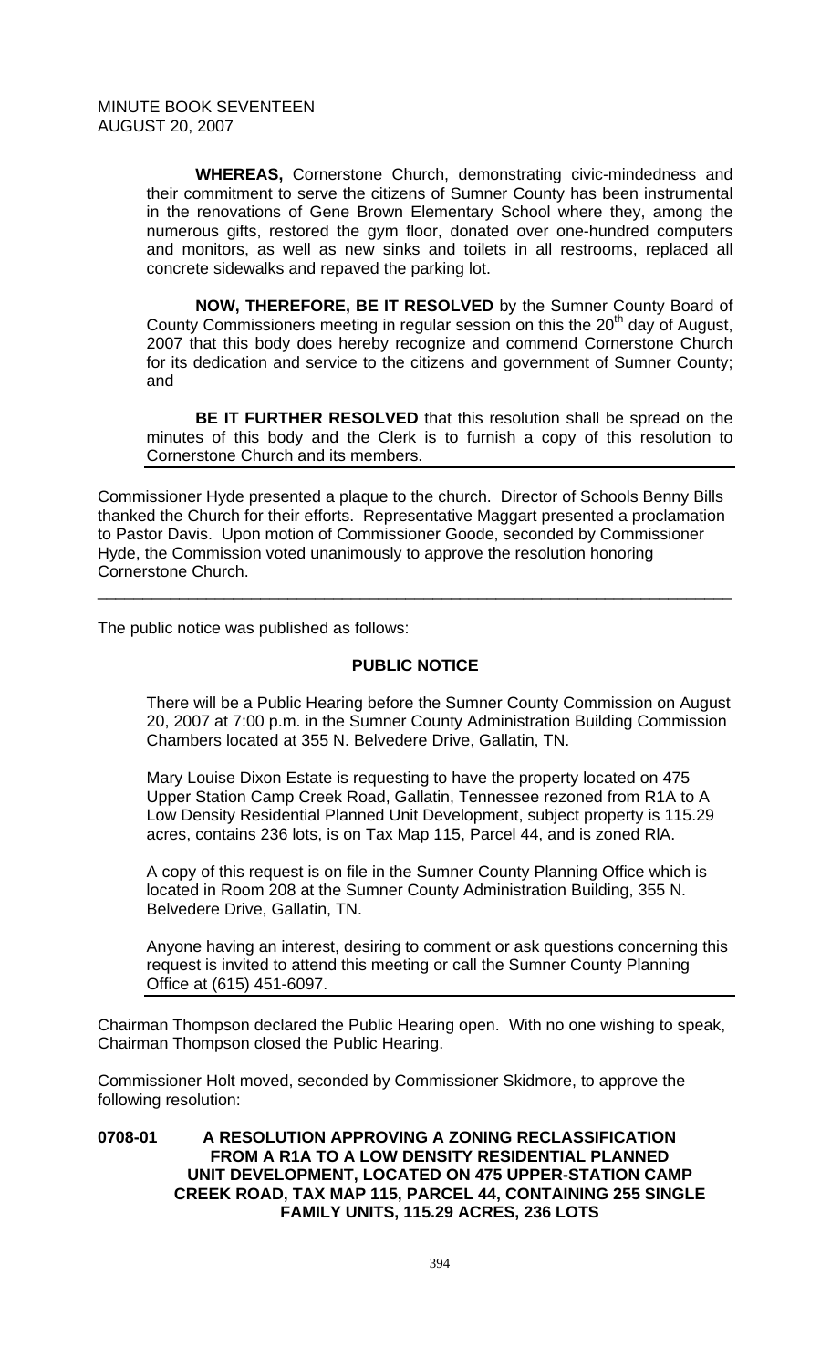**WHEREAS,** Cornerstone Church, demonstrating civic-mindedness and their commitment to serve the citizens of Sumner County has been instrumental in the renovations of Gene Brown Elementary School where they, among the numerous gifts, restored the gym floor, donated over one-hundred computers and monitors, as well as new sinks and toilets in all restrooms, replaced all concrete sidewalks and repaved the parking lot.

**NOW, THEREFORE, BE IT RESOLVED** by the Sumner County Board of County Commissioners meeting in regular session on this the 20th day of August, 2007 that this body does hereby recognize and commend Cornerstone Church for its dedication and service to the citizens and government of Sumner County; and

**BE IT FURTHER RESOLVED** that this resolution shall be spread on the minutes of this body and the Clerk is to furnish a copy of this resolution to Cornerstone Church and its members.

---

Commissioner Hyde presented a plaque to the church. Director of Schools Benny Bills thanked the Church for their efforts. Representative Maggart presented a proclamation to Pastor Davis. Upon motion of Commissioner Goode, seconded by Commissioner Hyde, the Commission voted unanimously to approve the resolution honoring Cornerstone Church.

---

The public notice was published as follows:

**PUBLIC NOTICE**

There will be a Public Hearing before the Sumner County Commission on August 20, 2007 at 7:00 p.m. in the Sumner County Administration Building Commission Chambers located at 355 N. Belvedere Drive, Gallatin, TN.

Mary Louise Dixon Estate is requesting to have the property located on 475 Upper Station Camp Creek Road, Gallatin, Tennessee rezoned from R1A to A Low Density Residential Planned Unit Development, subject property is 115.29 acres, contains 236 lots, is on Tax Map 115, Parcel 44, and is zoned RlA.

A copy of this request is on file in the Sumner County Planning Office which is located in Room 208 at the Sumner County Administration Building, 355 N. Belvedere Drive, Gallatin, TN.

Anyone having an interest, desiring to comment or ask questions concerning this request is invited to attend this meeting or call the Sumner County Planning Office at (615) 451-6097.

---

Chairman Thompson declared the Public Hearing open. With no one wishing to speak, Chairman Thompson closed the Public Hearing.

Commissioner Holt moved, seconded by Commissioner Skidmore, to approve the following resolution:

**0708-01 A RESOLUTION APPROVING A ZONING RECLASSIFICATION FROM A R1A TO A LOW DENSITY RESIDENTIAL PLANNED UNIT DEVELOPMENT, LOCATED ON 475 UPPER-STATION CAMP CREEK ROAD, TAX MAP 115, PARCEL 44, CONTAINING 255 SINGLE FAMILY UNITS, 115.29 ACRES, 236 LOTS**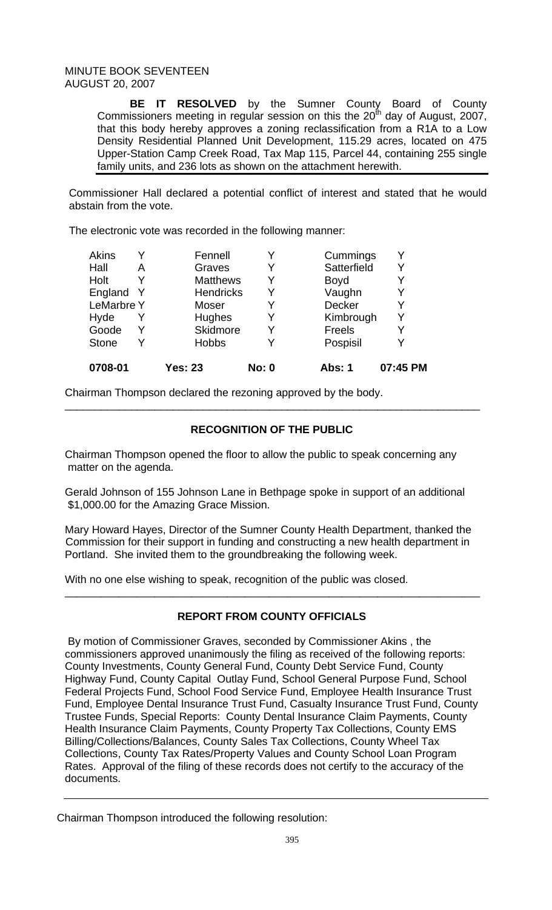MINUTE BOOK SEVENTEEN
AUGUST 20, 2007

**BE IT RESOLVED** by the Sumner County Board of County Commissioners meeting in regular session on this the 20th day of August, 2007, that this body hereby approves a zoning reclassification from a R1A to a Low Density Residential Planned Unit Development, 115.29 acres, located on 475 Upper-Station Camp Creek Road, Tax Map 115, Parcel 44, containing 255 single family units, and 236 lots as shown on the attachment herewith.

Commissioner Hall declared a potential conflict of interest and stated that he would abstain from the vote.

The electronic vote was recorded in the following manner:

| | | | | | |
|---|---|---|---|---|---|
| Akins | Y | Fennell | Y | Cummings | Y |
| Hall | A | Graves | Y | Satterfield | Y |
| Holt | Y | Matthews | Y | Boyd | Y |
| England | Y | Hendricks | Y | Vaughn | Y |
| LeMarbre | Y | Moser | Y | Decker | Y |
| Hyde | Y | Hughes | Y | Kimbrough | Y |
| Goode | Y | Skidmore | Y | Freels | Y |
| Stone | Y | Hobbs | Y | Pospisil | Y |
| **0708-01** | | **Yes: 23** | **No: 0** | **Abs: 1** | **07:45 PM** |

Chairman Thompson declared the rezoning approved by the body.

---

## RECOGNITION OF THE PUBLIC

Chairman Thompson opened the floor to allow the public to speak concerning any matter on the agenda.

Gerald Johnson of 155 Johnson Lane in Bethpage spoke in support of an additional $1,000.00 for the Amazing Grace Mission.

Mary Howard Hayes, Director of the Sumner County Health Department, thanked the Commission for their support in funding and constructing a new health department in Portland. She invited them to the groundbreaking the following week.

With no one else wishing to speak, recognition of the public was closed.

---

## REPORT FROM COUNTY OFFICIALS

By motion of Commissioner Graves, seconded by Commissioner Akins, the commissioners approved unanimously the filing as received of the following reports: County Investments, County General Fund, County Debt Service Fund, County Highway Fund, County Capital Outlay Fund, School General Purpose Fund, School Federal Projects Fund, School Food Service Fund, Employee Health Insurance Trust Fund, Employee Dental Insurance Trust Fund, Casualty Insurance Trust Fund, County Trustee Funds, Special Reports: County Dental Insurance Claim Payments, County Health Insurance Claim Payments, County Property Tax Collections, County EMS Billing/Collections/Balances, County Sales Tax Collections, County Wheel Tax Collections, County Tax Rates/Property Values and County School Loan Program Rates. Approval of the filing of these records does not certify to the accuracy of the documents.

---

Chairman Thompson introduced the following resolution: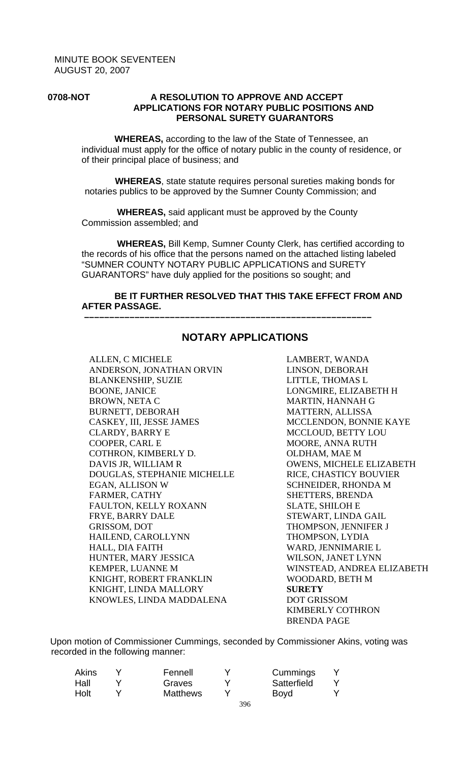MINUTE BOOK SEVENTEEN
AUGUST 20, 2007

**0708-NOT** **A RESOLUTION TO APPROVE AND ACCEPT APPLICATIONS FOR NOTARY PUBLIC POSITIONS AND PERSONAL SURETY GUARANTORS**

**WHEREAS,** according to the law of the State of Tennessee, an individual must apply for the office of notary public in the county of residence, or of their principal place of business; and

**WHEREAS**, state statute requires personal sureties making bonds for notaries publics to be approved by the Sumner County Commission; and

**WHEREAS,** said applicant must be approved by the County Commission assembled; and

**WHEREAS,** Bill Kemp, Sumner County Clerk, has certified according to the records of his office that the persons named on the attached listing labeled "SUMNER COUNTY NOTARY PUBLIC APPLICATIONS and SURETY GUARANTORS" have duly applied for the positions so sought; and

**BE IT FURTHER RESOLVED THAT THIS TAKE EFFECT FROM AND AFTER PASSAGE.**

---

## NOTARY APPLICATIONS

ALLEN, C MICHELE
ANDERSON, JONATHAN ORVIN
BLANKENSHIP, SUZIE
BOONE, JANICE
BROWN, NETA C
BURNETT, DEBORAH
CASKEY, III, JESSE JAMES
CLARDY, BARRY E
COOPER, CARL E
COTHRON, KIMBERLY D.
DAVIS JR, WILLIAM R
DOUGLAS, STEPHANIE MICHELLE
EGAN, ALLISON W
FARMER, CATHY
FAULTON, KELLY ROXANN
FRYE, BARRY DALE
GRISSOM, DOT
HAILEND, CAROLLYNN
HALL, DIA FAITH
HUNTER, MARY JESSICA
KEMPER, LUANNE M
KNIGHT, ROBERT FRANKLIN
KNIGHT, LINDA MALLORY
KNOWLES, LINDA MADDALENA
LAMBERT, WANDA
LINSON, DEBORAH
LITTLE, THOMAS L
LONGMIRE, ELIZABETH H
MARTIN, HANNAH G
MATTERN, ALLISSA
MCCLENDON, BONNIE KAYE
MCCLOUD, BETTY LOU
MOORE, ANNA RUTH
OLDHAM, MAE M
OWENS, MICHELE ELIZABETH
RICE, CHASTICY BOUVIER
SCHNEIDER, RHONDA M
SHETTERS, BRENDA
SLATE, SHILOH E
STEWART, LINDA GAIL
THOMPSON, JENNIFER J
THOMPSON, LYDIA
WARD, JENNIMARIE L
WILSON, JANET LYNN
WINSTEAD, ANDREA ELIZABETH
WOODARD, BETH M

**SURETY**

DOT GRISSOM
KIMBERLY COTHRON
BRENDA PAGE

Upon motion of Commissioner Cummings, seconded by Commissioner Akins, voting was recorded in the following manner:

| | | | | | |
|---|---|---|---|---|---|
| Akins | Y | Fennell | Y | Cummings | Y |
| Hall | Y | Graves | Y | Satterfield | Y |
| Holt | Y | Matthews | Y | Boyd | Y |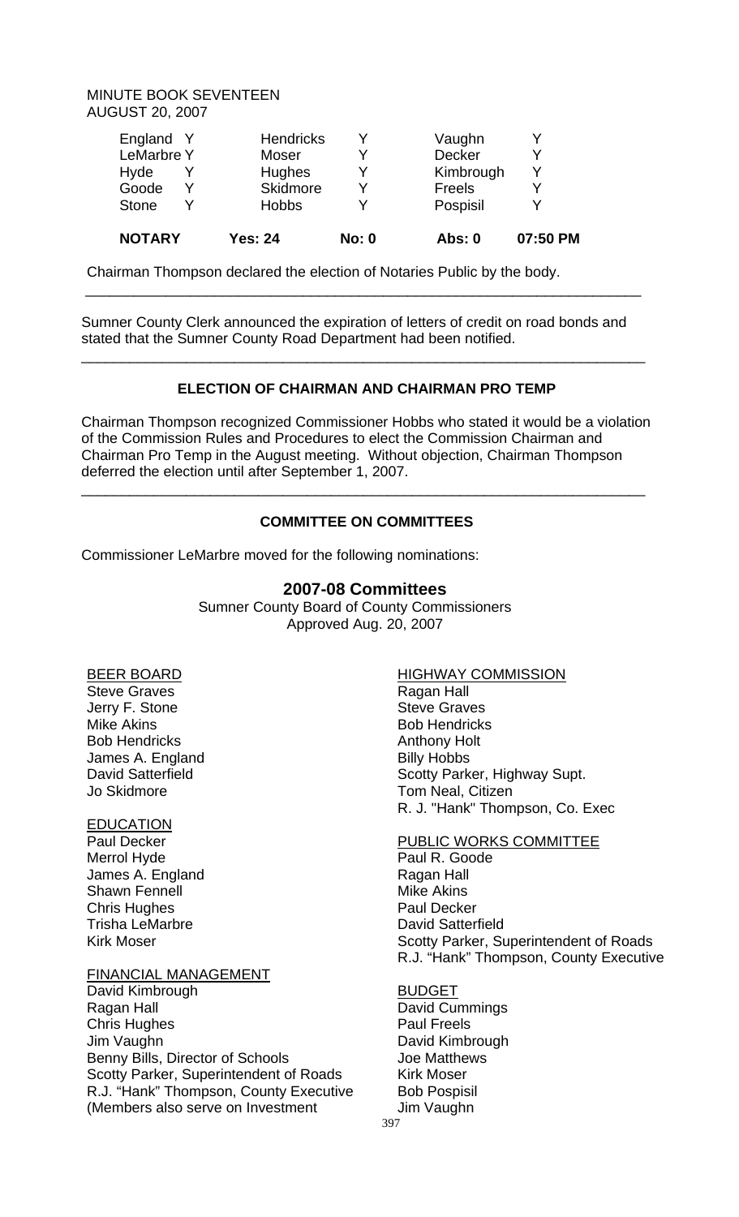MINUTE BOOK SEVENTEEN
AUGUST 20, 2007

| | | | | | |
|---|---|---|---|---|---|
| England | Y | Hendricks | Y | Vaughn | Y |
| LeMarbre | Y | Moser | Y | Decker | Y |
| Hyde | Y | Hughes | Y | Kimbrough | Y |
| Goode | Y | Skidmore | Y | Freels | Y |
| Stone | Y | Hobbs | Y | Pospisil | Y |
| **NOTARY** | | **Yes: 24** | **No: 0** | **Abs: 0** | **07:50 PM** |

Chairman Thompson declared the election of Notaries Public by the body.

---

Sumner County Clerk announced the expiration of letters of credit on road bonds and stated that the Sumner County Road Department had been notified.

---

**ELECTION OF CHAIRMAN AND CHAIRMAN PRO TEMP**

Chairman Thompson recognized Commissioner Hobbs who stated it would be a violation of the Commission Rules and Procedures to elect the Commission Chairman and Chairman Pro Temp in the August meeting. Without objection, Chairman Thompson deferred the election until after September 1, 2007.

---

**COMMITTEE ON COMMITTEES**

Commissioner LeMarbre moved for the following nominations:

## 2007-08 Committees

Sumner County Board of County Commissioners
Approved Aug. 20, 2007

BEER BOARD
Steve Graves
Jerry F. Stone
Mike Akins
Bob Hendricks
James A. England
David Satterfield
Jo Skidmore

EDUCATION
Paul Decker
Merrol Hyde
James A. England
Shawn Fennell
Chris Hughes
Trisha LeMarbre
Kirk Moser

FINANCIAL MANAGEMENT
David Kimbrough
Ragan Hall
Chris Hughes
Jim Vaughn
Benny Bills, Director of Schools
Scotty Parker, Superintendent of Roads
R.J. "Hank" Thompson, County Executive
(Members also serve on Investment

HIGHWAY COMMISSION
Ragan Hall
Steve Graves
Bob Hendricks
Anthony Holt
Billy Hobbs
Scotty Parker, Highway Supt.
Tom Neal, Citizen
R. J. "Hank" Thompson, Co. Exec

PUBLIC WORKS COMMITTEE
Paul R. Goode
Ragan Hall
Mike Akins
Paul Decker
David Satterfield
Scotty Parker, Superintendent of Roads
R.J. "Hank" Thompson, County Executive

BUDGET
David Cummings
Paul Freels
David Kimbrough
Joe Matthews
Kirk Moser
Bob Pospisil
Jim Vaughn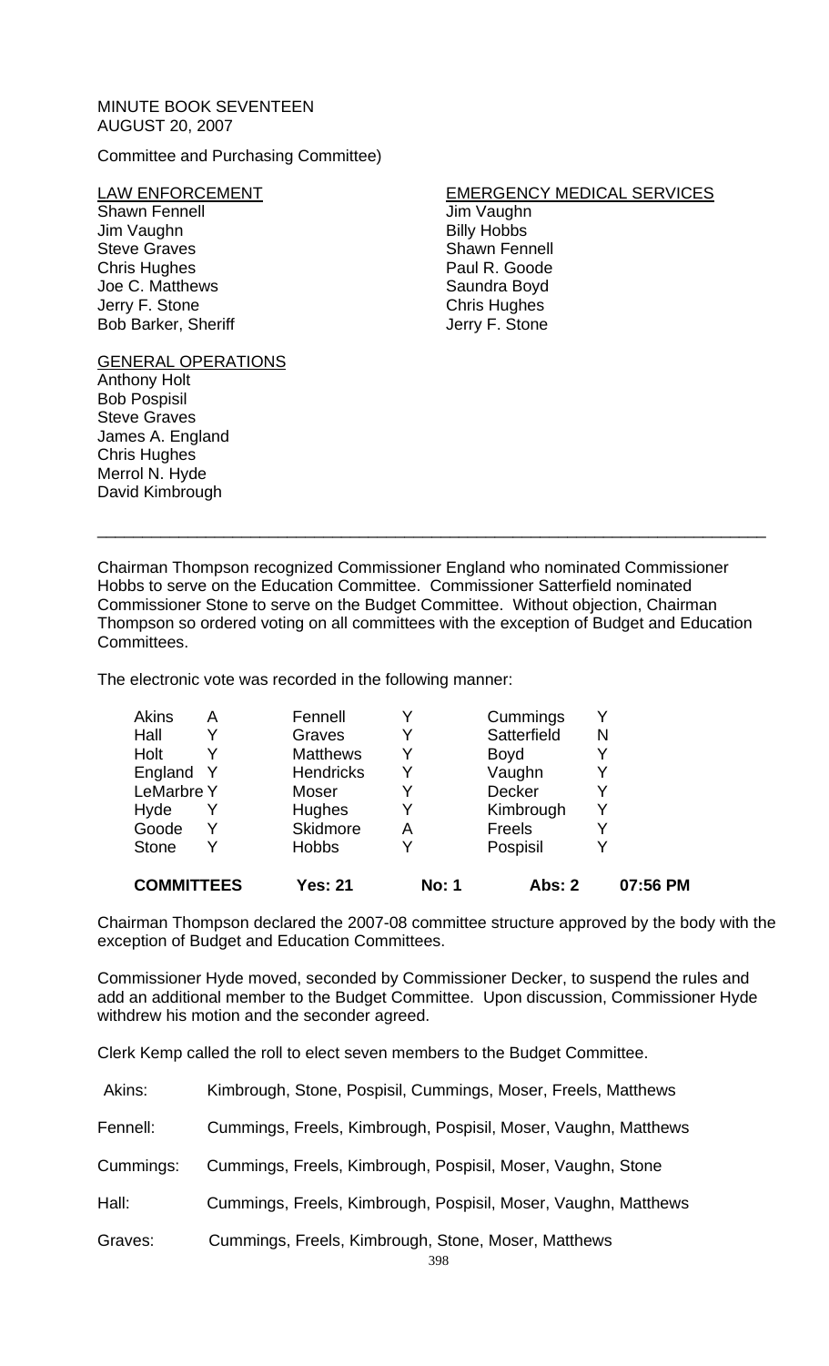MINUTE BOOK SEVENTEEN
AUGUST 20, 2007

Committee and Purchasing Committee)

| LAW ENFORCEMENT | EMERGENCY MEDICAL SERVICES |
|---|---|
| Shawn Fennell | Jim Vaughn |
| Jim Vaughn | Billy Hobbs |
| Steve Graves | Shawn Fennell |
| Chris Hughes | Paul R. Goode |
| Joe C. Matthews | Saundra Boyd |
| Jerry F. Stone | Chris Hughes |
| Bob Barker, Sheriff | Jerry F. Stone |

GENERAL OPERATIONS
Anthony Holt
Bob Pospisil
Steve Graves
James A. England
Chris Hughes
Merrol N. Hyde
David Kimbrough

---

Chairman Thompson recognized Commissioner England who nominated Commissioner Hobbs to serve on the Education Committee. Commissioner Satterfield nominated Commissioner Stone to serve on the Budget Committee. Without objection, Chairman Thompson so ordered voting on all committees with the exception of Budget and Education Committees.

The electronic vote was recorded in the following manner:

| | | | | | |
|---|---|---|---|---|---|
| Akins | A | Fennell | Y | Cummings | Y |
| Hall | Y | Graves | Y | Satterfield | N |
| Holt | Y | Matthews | Y | Boyd | Y |
| England | Y | Hendricks | Y | Vaughn | Y |
| LeMarbre | Y | Moser | Y | Decker | Y |
| Hyde | Y | Hughes | Y | Kimbrough | Y |
| Goode | Y | Skidmore | A | Freels | Y |
| Stone | Y | Hobbs | Y | Pospisil | Y |

**COMMITTEES** **Yes: 21** **No: 1** **Abs: 2** **07:56 PM**

Chairman Thompson declared the 2007-08 committee structure approved by the body with the exception of Budget and Education Committees.

Commissioner Hyde moved, seconded by Commissioner Decker, to suspend the rules and add an additional member to the Budget Committee. Upon discussion, Commissioner Hyde withdrew his motion and the seconder agreed.

Clerk Kemp called the roll to elect seven members to the Budget Committee.

| | |
|---|---|
| Akins: | Kimbrough, Stone, Pospisil, Cummings, Moser, Freels, Matthews |
| Fennell: | Cummings, Freels, Kimbrough, Pospisil, Moser, Vaughn, Matthews |
| Cummings: | Cummings, Freels, Kimbrough, Pospisil, Moser, Vaughn, Stone |
| Hall: | Cummings, Freels, Kimbrough, Pospisil, Moser, Vaughn, Matthews |
| Graves: | Cummings, Freels, Kimbrough, Stone, Moser, Matthews |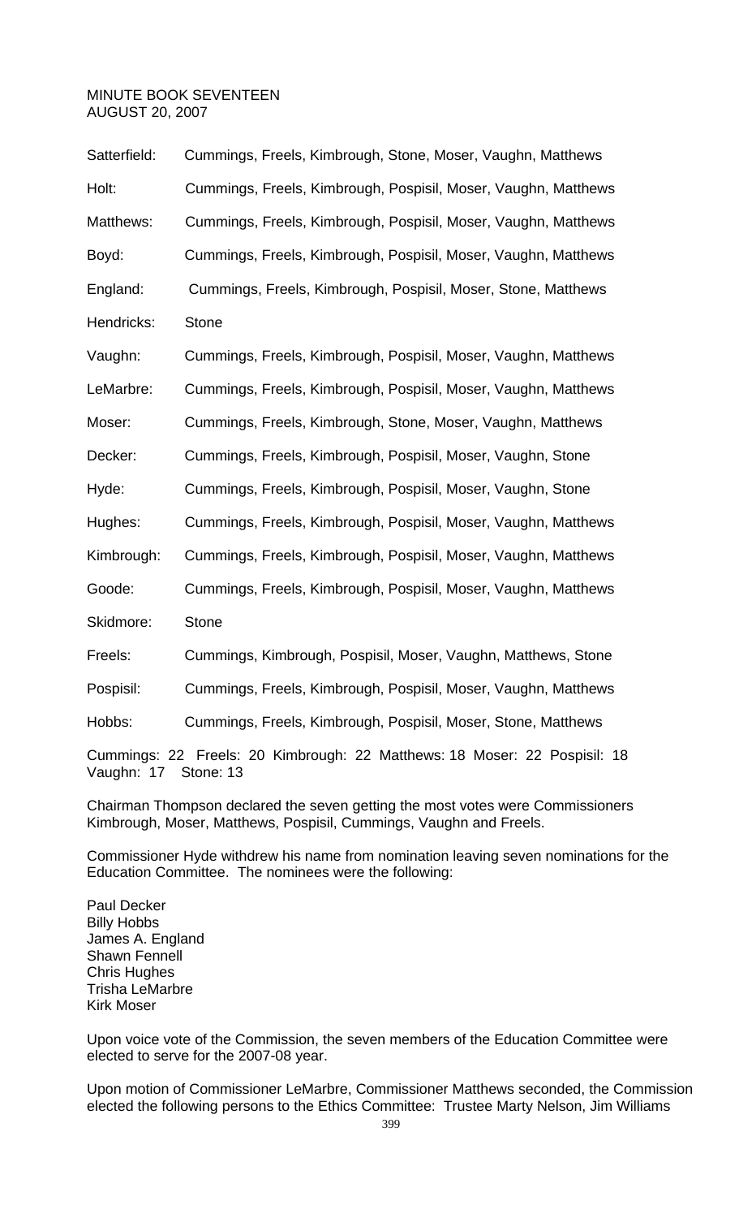MINUTE BOOK SEVENTEEN
AUGUST 20, 2007

Satterfield: Cummings, Freels, Kimbrough, Stone, Moser, Vaughn, Matthews

Holt: Cummings, Freels, Kimbrough, Pospisil, Moser, Vaughn, Matthews

Matthews: Cummings, Freels, Kimbrough, Pospisil, Moser, Vaughn, Matthews

Boyd: Cummings, Freels, Kimbrough, Pospisil, Moser, Vaughn, Matthews

England: Cummings, Freels, Kimbrough, Pospisil, Moser, Stone, Matthews

Hendricks: Stone

Vaughn: Cummings, Freels, Kimbrough, Pospisil, Moser, Vaughn, Matthews

LeMarbre: Cummings, Freels, Kimbrough, Pospisil, Moser, Vaughn, Matthews

Moser: Cummings, Freels, Kimbrough, Stone, Moser, Vaughn, Matthews

Decker: Cummings, Freels, Kimbrough, Pospisil, Moser, Vaughn, Stone

Hyde: Cummings, Freels, Kimbrough, Pospisil, Moser, Vaughn, Stone

Hughes: Cummings, Freels, Kimbrough, Pospisil, Moser, Vaughn, Matthews

Kimbrough: Cummings, Freels, Kimbrough, Pospisil, Moser, Vaughn, Matthews

Goode: Cummings, Freels, Kimbrough, Pospisil, Moser, Vaughn, Matthews

Skidmore: Stone

Freels: Cummings, Kimbrough, Pospisil, Moser, Vaughn, Matthews, Stone

Pospisil: Cummings, Freels, Kimbrough, Pospisil, Moser, Vaughn, Matthews

Hobbs: Cummings, Freels, Kimbrough, Pospisil, Moser, Stone, Matthews

Cummings: 22 Freels: 20 Kimbrough: 22 Matthews: 18 Moser: 22 Pospisil: 18 Vaughn: 17 Stone: 13

Chairman Thompson declared the seven getting the most votes were Commissioners Kimbrough, Moser, Matthews, Pospisil, Cummings, Vaughn and Freels.

Commissioner Hyde withdrew his name from nomination leaving seven nominations for the Education Committee. The nominees were the following:

Paul Decker
Billy Hobbs
James A. England
Shawn Fennell
Chris Hughes
Trisha LeMarbre
Kirk Moser

Upon voice vote of the Commission, the seven members of the Education Committee were elected to serve for the 2007-08 year.

Upon motion of Commissioner LeMarbre, Commissioner Matthews seconded, the Commission elected the following persons to the Ethics Committee: Trustee Marty Nelson, Jim Williams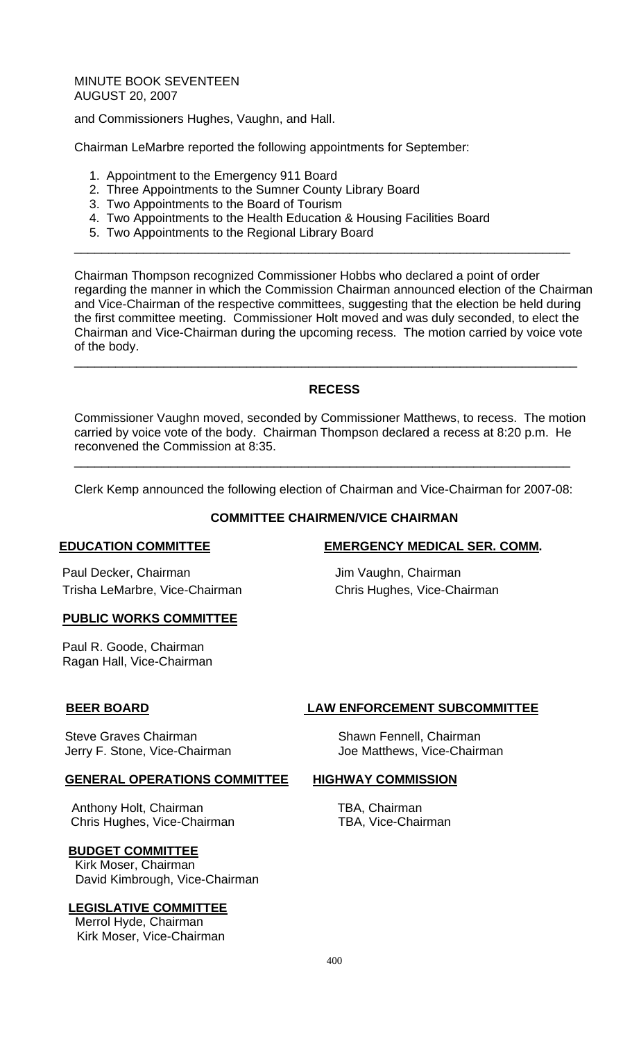MINUTE BOOK SEVENTEEN
AUGUST 20, 2007

and Commissioners Hughes, Vaughn, and Hall.

Chairman LeMarbre reported the following appointments for September:

1. Appointment to the Emergency 911 Board
2. Three Appointments to the Sumner County Library Board
3. Two Appointments to the Board of Tourism
4. Two Appointments to the Health Education & Housing Facilities Board
5. Two Appointments to the Regional Library Board

---

Chairman Thompson recognized Commissioner Hobbs who declared a point of order regarding the manner in which the Commission Chairman announced election of the Chairman and Vice-Chairman of the respective committees, suggesting that the election be held during the first committee meeting. Commissioner Holt moved and was duly seconded, to elect the Chairman and Vice-Chairman during the upcoming recess. The motion carried by voice vote of the body.

---

## RECESS

Commissioner Vaughn moved, seconded by Commissioner Matthews, to recess. The motion carried by voice vote of the body. Chairman Thompson declared a recess at 8:20 p.m. He reconvened the Commission at 8:35.

---

Clerk Kemp announced the following election of Chairman and Vice-Chairman for 2007-08:

## COMMITTEE CHAIRMEN/VICE CHAIRMAN

**EDUCATION COMMITTEE**

Paul Decker, Chairman
Trisha LeMarbre, Vice-Chairman

**EMERGENCY MEDICAL SER. COMM.**

Jim Vaughn, Chairman
Chris Hughes, Vice-Chairman

**PUBLIC WORKS COMMITTEE**

Paul R. Goode, Chairman
Ragan Hall, Vice-Chairman

**BEER BOARD**

Steve Graves Chairman
Jerry F. Stone, Vice-Chairman

**LAW ENFORCEMENT SUBCOMMITTEE**

Shawn Fennell, Chairman
Joe Matthews, Vice-Chairman

**GENERAL OPERATIONS COMMITTEE**

Anthony Holt, Chairman
Chris Hughes, Vice-Chairman

**HIGHWAY COMMISSION**

TBA, Chairman
TBA, Vice-Chairman

**BUDGET COMMITTEE**

Kirk Moser, Chairman
David Kimbrough, Vice-Chairman

**LEGISLATIVE COMMITTEE**

Merrol Hyde, Chairman
Kirk Moser, Vice-Chairman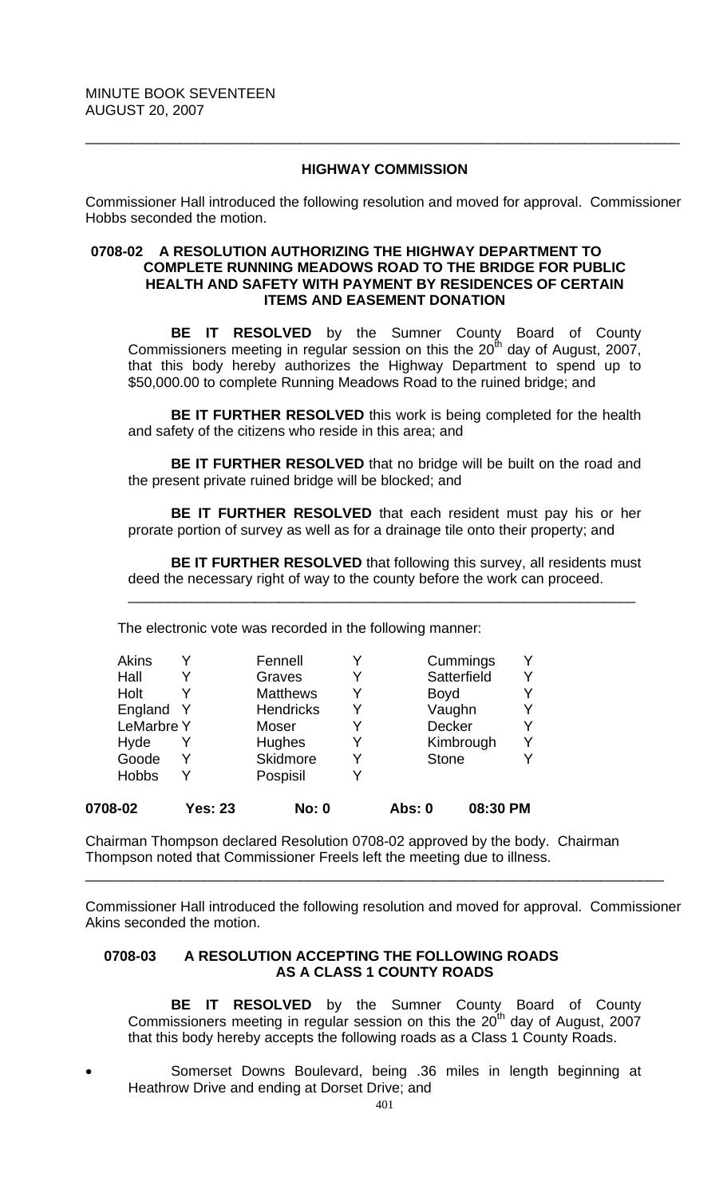MINUTE BOOK SEVENTEEN
AUGUST 20, 2007

---

### HIGHWAY COMMISSION

Commissioner Hall introduced the following resolution and moved for approval. Commissioner Hobbs seconded the motion.

**0708-02 A RESOLUTION AUTHORIZING THE HIGHWAY DEPARTMENT TO COMPLETE RUNNING MEADOWS ROAD TO THE BRIDGE FOR PUBLIC HEALTH AND SAFETY WITH PAYMENT BY RESIDENCES OF CERTAIN ITEMS AND EASEMENT DONATION**

**BE IT RESOLVED** by the Sumner County Board of County Commissioners meeting in regular session on this the 20th day of August, 2007, that this body hereby authorizes the Highway Department to spend up to $50,000.00 to complete Running Meadows Road to the ruined bridge; and

**BE IT FURTHER RESOLVED** this work is being completed for the health and safety of the citizens who reside in this area; and

**BE IT FURTHER RESOLVED** that no bridge will be built on the road and the present private ruined bridge will be blocked; and

**BE IT FURTHER RESOLVED** that each resident must pay his or her prorate portion of survey as well as for a drainage tile onto their property; and

**BE IT FURTHER RESOLVED** that following this survey, all residents must deed the necessary right of way to the county before the work can proceed.

---

The electronic vote was recorded in the following manner:

| | | | | | |
|---|---|---|---|---|---|
| Akins | Y | Fennell | Y | Cummings | Y |
| Hall | Y | Graves | Y | Satterfield | Y |
| Holt | Y | Matthews | Y | Boyd | Y |
| England | Y | Hendricks | Y | Vaughn | Y |
| LeMarbre | Y | Moser | Y | Decker | Y |
| Hyde | Y | Hughes | Y | Kimbrough | Y |
| Goode | Y | Skidmore | Y | Stone | Y |
| Hobbs | Y | Pospisil | Y | | |

**0708-02 Yes: 23 No: 0 Abs: 0 08:30 PM**

Chairman Thompson declared Resolution 0708-02 approved by the body. Chairman Thompson noted that Commissioner Freels left the meeting due to illness.

---

Commissioner Hall introduced the following resolution and moved for approval. Commissioner Akins seconded the motion.

**0708-03 A RESOLUTION ACCEPTING THE FOLLOWING ROADS AS A CLASS 1 COUNTY ROADS**

**BE IT RESOLVED** by the Sumner County Board of County Commissioners meeting in regular session on this the 20th day of August, 2007 that this body hereby accepts the following roads as a Class 1 County Roads.

- Somerset Downs Boulevard, being .36 miles in length beginning at Heathrow Drive and ending at Dorset Drive; and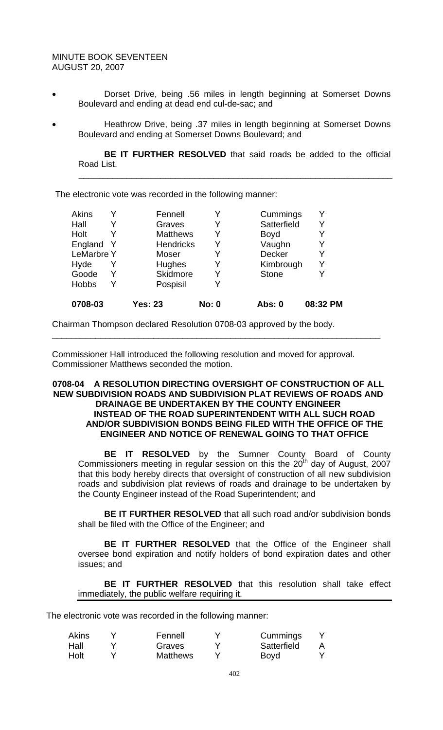- Dorset Drive, being .56 miles in length beginning at Somerset Downs Boulevard and ending at dead end cul-de-sac; and
- Heathrow Drive, being .37 miles in length beginning at Somerset Downs Boulevard and ending at Somerset Downs Boulevard; and

**BE IT FURTHER RESOLVED** that said roads be added to the official Road List.

---

The electronic vote was recorded in the following manner:

| | | | | | |
|---|---|---|---|---|---|
| Akins | Y | Fennell | Y | Cummings | Y |
| Hall | Y | Graves | Y | Satterfield | Y |
| Holt | Y | Matthews | Y | Boyd | Y |
| England | Y | Hendricks | Y | Vaughn | Y |
| LeMarbre | Y | Moser | Y | Decker | Y |
| Hyde | Y | Hughes | Y | Kimbrough | Y |
| Goode | Y | Skidmore | Y | Stone | Y |
| Hobbs | Y | Pospisil | Y | | |
| **0708-03** | | **Yes: 23** | **No: 0** | **Abs: 0** | **08:32 PM** |

Chairman Thompson declared Resolution 0708-03 approved by the body.

---

Commissioner Hall introduced the following resolution and moved for approval. Commissioner Matthews seconded the motion.

**0708-04 A RESOLUTION DIRECTING OVERSIGHT OF CONSTRUCTION OF ALL NEW SUBDIVISION ROADS AND SUBDIVISION PLAT REVIEWS OF ROADS AND DRAINAGE BE UNDERTAKEN BY THE COUNTY ENGINEER INSTEAD OF THE ROAD SUPERINTENDENT WITH ALL SUCH ROAD AND/OR SUBDIVISION BONDS BEING FILED WITH THE OFFICE OF THE ENGINEER AND NOTICE OF RENEWAL GOING TO THAT OFFICE**

**BE IT RESOLVED** by the Sumner County Board of County Commissioners meeting in regular session on this the 20th day of August, 2007 that this body hereby directs that oversight of construction of all new subdivision roads and subdivision plat reviews of roads and drainage to be undertaken by the County Engineer instead of the Road Superintendent; and

**BE IT FURTHER RESOLVED** that all such road and/or subdivision bonds shall be filed with the Office of the Engineer; and

**BE IT FURTHER RESOLVED** that the Office of the Engineer shall oversee bond expiration and notify holders of bond expiration dates and other issues; and

**BE IT FURTHER RESOLVED** that this resolution shall take effect immediately, the public welfare requiring it.

The electronic vote was recorded in the following manner:

| | | | | | |
|---|---|---|---|---|---|
| Akins | Y | Fennell | Y | Cummings | Y |
| Hall | Y | Graves | Y | Satterfield | A |
| Holt | Y | Matthews | Y | Boyd | Y |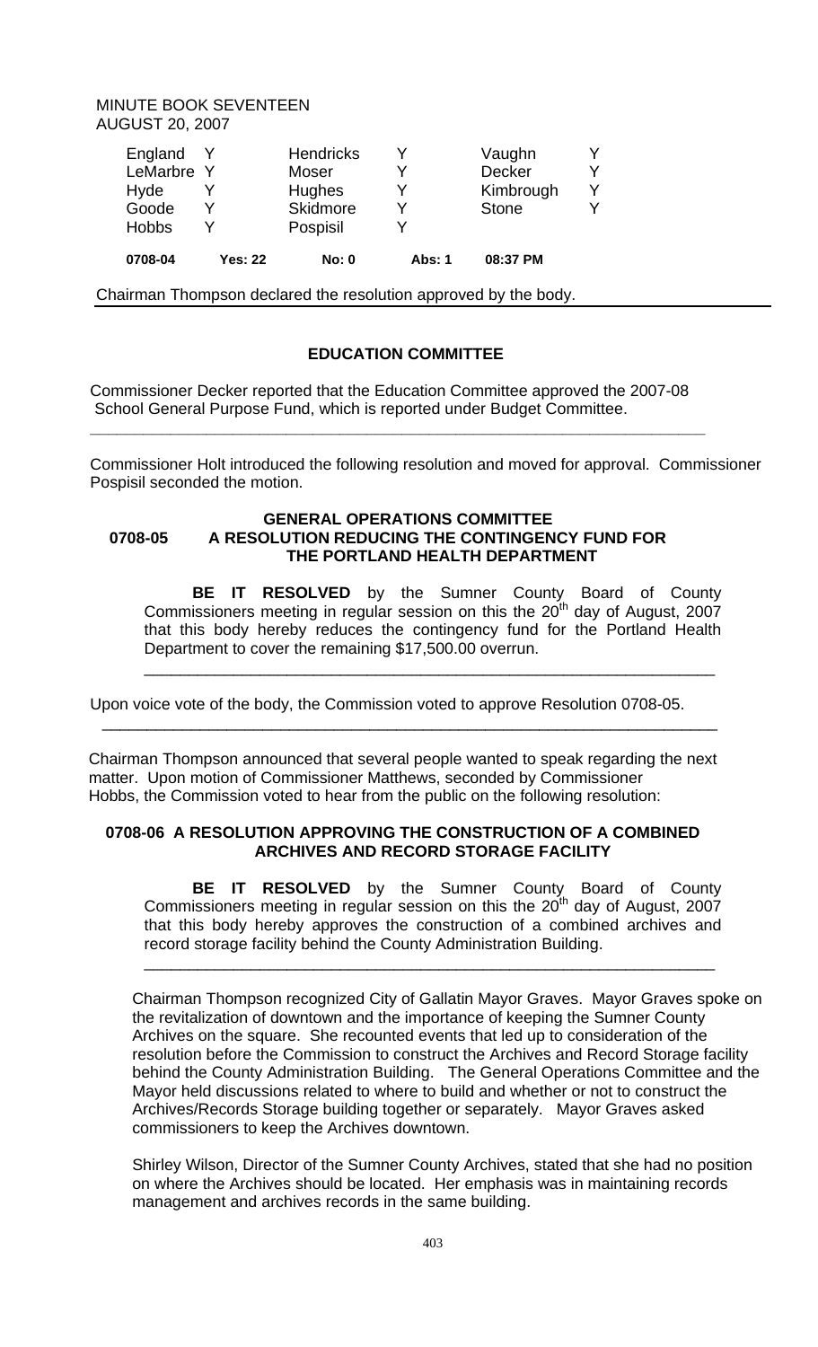MINUTE BOOK SEVENTEEN
AUGUST 20, 2007

| | | | | | |
|---|---|---|---|---|---|
| England | Y | Hendricks | Y | Vaughn | Y |
| LeMarbre | Y | Moser | Y | Decker | Y |
| Hyde | Y | Hughes | Y | Kimbrough | Y |
| Goode | Y | Skidmore | Y | Stone | Y |
| Hobbs | Y | Pospisil | Y | | |

**0708-04 Yes: 22 No: 0 Abs: 1 08:37 PM**

Chairman Thompson declared the resolution approved by the body.

---

### EDUCATION COMMITTEE

Commissioner Decker reported that the Education Committee approved the 2007-08 School General Purpose Fund, which is reported under Budget Committee.

---

Commissioner Holt introduced the following resolution and moved for approval. Commissioner Pospisil seconded the motion.

### GENERAL OPERATIONS COMMITTEE
### 0708-05 A RESOLUTION REDUCING THE CONTINGENCY FUND FOR THE PORTLAND HEALTH DEPARTMENT

**BE IT RESOLVED** by the Sumner County Board of County Commissioners meeting in regular session on this the 20th day of August, 2007 that this body hereby reduces the contingency fund for the Portland Health Department to cover the remaining $17,500.00 overrun.

---

Upon voice vote of the body, the Commission voted to approve Resolution 0708-05.

---

Chairman Thompson announced that several people wanted to speak regarding the next matter. Upon motion of Commissioner Matthews, seconded by Commissioner Hobbs, the Commission voted to hear from the public on the following resolution:

### 0708-06 A RESOLUTION APPROVING THE CONSTRUCTION OF A COMBINED ARCHIVES AND RECORD STORAGE FACILITY

**BE IT RESOLVED** by the Sumner County Board of County Commissioners meeting in regular session on this the 20th day of August, 2007 that this body hereby approves the construction of a combined archives and record storage facility behind the County Administration Building.

---

Chairman Thompson recognized City of Gallatin Mayor Graves. Mayor Graves spoke on the revitalization of downtown and the importance of keeping the Sumner County Archives on the square. She recounted events that led up to consideration of the resolution before the Commission to construct the Archives and Record Storage facility behind the County Administration Building. The General Operations Committee and the Mayor held discussions related to where to build and whether or not to construct the Archives/Records Storage building together or separately. Mayor Graves asked commissioners to keep the Archives downtown.

Shirley Wilson, Director of the Sumner County Archives, stated that she had no position on where the Archives should be located. Her emphasis was in maintaining records management and archives records in the same building.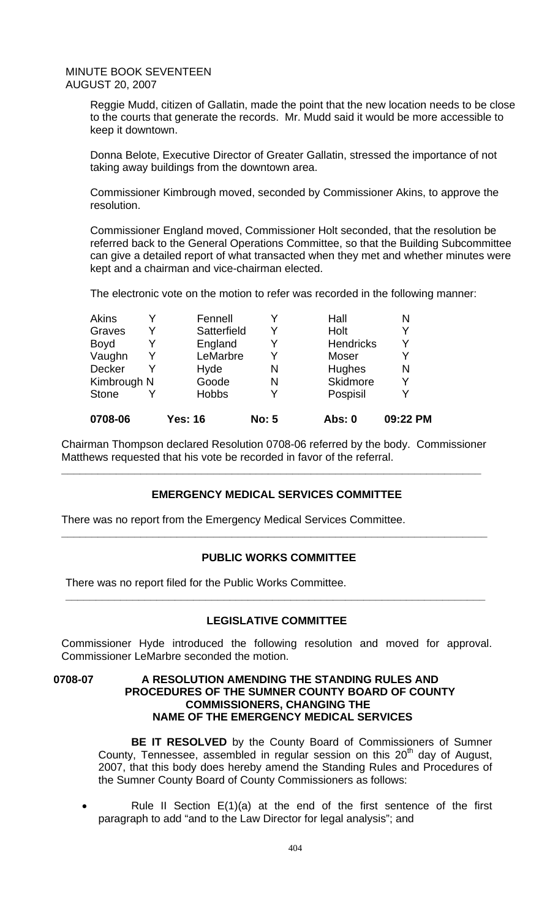Reggie Mudd, citizen of Gallatin, made the point that the new location needs to be close to the courts that generate the records. Mr. Mudd said it would be more accessible to keep it downtown.

Donna Belote, Executive Director of Greater Gallatin, stressed the importance of not taking away buildings from the downtown area.

Commissioner Kimbrough moved, seconded by Commissioner Akins, to approve the resolution.

Commissioner England moved, Commissioner Holt seconded, that the resolution be referred back to the General Operations Committee, so that the Building Subcommittee can give a detailed report of what transacted when they met and whether minutes were kept and a chairman and vice-chairman elected.

The electronic vote on the motion to refer was recorded in the following manner:

| | | | | | |
|---|---|---|---|---|---|
| Akins | Y | Fennell | Y | Hall | N |
| Graves | Y | Satterfield | Y | Holt | Y |
| Boyd | Y | England | Y | Hendricks | Y |
| Vaughn | Y | LeMarbre | Y | Moser | Y |
| Decker | Y | Hyde | N | Hughes | N |
| Kimbrough | N | Goode | N | Skidmore | Y |
| Stone | Y | Hobbs | Y | Pospisil | Y |
| **0708-06** | | **Yes: 16** | **No: 5** | **Abs: 0** | **09:22 PM** |

Chairman Thompson declared Resolution 0708-06 referred by the body. Commissioner Matthews requested that his vote be recorded in favor of the referral.

---

## EMERGENCY MEDICAL SERVICES COMMITTEE

There was no report from the Emergency Medical Services Committee.

---

## PUBLIC WORKS COMMITTEE

There was no report filed for the Public Works Committee.

---

## LEGISLATIVE COMMITTEE

Commissioner Hyde introduced the following resolution and moved for approval. Commissioner LeMarbre seconded the motion.

**0708-07 A RESOLUTION AMENDING THE STANDING RULES AND PROCEDURES OF THE SUMNER COUNTY BOARD OF COUNTY COMMISSIONERS, CHANGING THE NAME OF THE EMERGENCY MEDICAL SERVICES**

**BE IT RESOLVED** by the County Board of Commissioners of Sumner County, Tennessee, assembled in regular session on this 20th day of August, 2007, that this body does hereby amend the Standing Rules and Procedures of the Sumner County Board of County Commissioners as follows:

- Rule II Section E(1)(a) at the end of the first sentence of the first paragraph to add "and to the Law Director for legal analysis"; and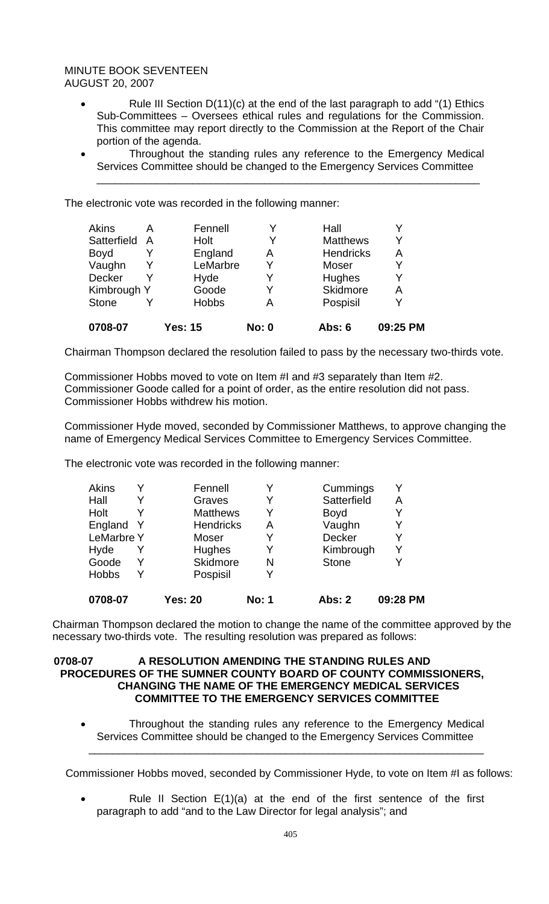- Rule III Section D(11)(c) at the end of the last paragraph to add "(1) Ethics Sub-Committees – Oversees ethical rules and regulations for the Commission. This committee may report directly to the Commission at the Report of the Chair portion of the agenda.
- Throughout the standing rules any reference to the Emergency Medical Services Committee should be changed to the Emergency Services Committee

---

The electronic vote was recorded in the following manner:

| | | | | | |
|---|---|---|---|---|---|
| Akins | A | Fennell | Y | Hall | Y |
| Satterfield | A | Holt | Y | Matthews | Y |
| Boyd | Y | England | A | Hendricks | A |
| Vaughn | Y | LeMarbre | Y | Moser | Y |
| Decker | Y | Hyde | Y | Hughes | Y |
| Kimbrough | Y | Goode | Y | Skidmore | A |
| Stone | Y | Hobbs | A | Pospisil | Y |
| **0708-07** | | **Yes: 15** | **No: 0** | **Abs: 6** | **09:25 PM** |

Chairman Thompson declared the resolution failed to pass by the necessary two-thirds vote.

Commissioner Hobbs moved to vote on Item #I and #3 separately than Item #2. Commissioner Goode called for a point of order, as the entire resolution did not pass. Commissioner Hobbs withdrew his motion.

Commissioner Hyde moved, seconded by Commissioner Matthews, to approve changing the name of Emergency Medical Services Committee to Emergency Services Committee.

The electronic vote was recorded in the following manner:

| | | | | | |
|---|---|---|---|---|---|
| Akins | Y | Fennell | Y | Cummings | Y |
| Hall | Y | Graves | Y | Satterfield | A |
| Holt | Y | Matthews | Y | Boyd | Y |
| England | Y | Hendricks | A | Vaughn | Y |
| LeMarbre | Y | Moser | Y | Decker | Y |
| Hyde | Y | Hughes | Y | Kimbrough | Y |
| Goode | Y | Skidmore | N | Stone | Y |
| Hobbs | Y | Pospisil | Y | | |
| **0708-07** | | **Yes: 20** | **No: 1** | **Abs: 2** | **09:28 PM** |

Chairman Thompson declared the motion to change the name of the committee approved by the necessary two-thirds vote. The resulting resolution was prepared as follows:

**0708-07 A RESOLUTION AMENDING THE STANDING RULES AND PROCEDURES OF THE SUMNER COUNTY BOARD OF COUNTY COMMISSIONERS, CHANGING THE NAME OF THE EMERGENCY MEDICAL SERVICES COMMITTEE TO THE EMERGENCY SERVICES COMMITTEE**

- Throughout the standing rules any reference to the Emergency Medical Services Committee should be changed to the Emergency Services Committee

---

Commissioner Hobbs moved, seconded by Commissioner Hyde, to vote on Item #I as follows:

- Rule II Section E(1)(a) at the end of the first sentence of the first paragraph to add "and to the Law Director for legal analysis"; and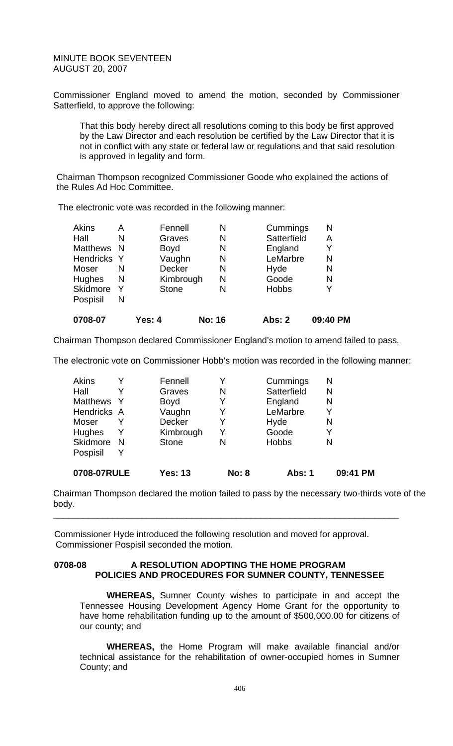MINUTE BOOK SEVENTEEN
AUGUST 20, 2007

Commissioner England moved to amend the motion, seconded by Commissioner Satterfield, to approve the following:

> That this body hereby direct all resolutions coming to this body be first approved by the Law Director and each resolution be certified by the Law Director that it is not in conflict with any state or federal law or regulations and that said resolution is approved in legality and form.

Chairman Thompson recognized Commissioner Goode who explained the actions of the Rules Ad Hoc Committee.

The electronic vote was recorded in the following manner:

| | | | | | |
|---|---|---|---|---|---|
| Akins | A | Fennell | N | Cummings | N |
| Hall | N | Graves | N | Satterfield | A |
| Matthews | N | Boyd | N | England | Y |
| Hendricks | Y | Vaughn | N | LeMarbre | N |
| Moser | N | Decker | N | Hyde | N |
| Hughes | N | Kimbrough | N | Goode | N |
| Skidmore | Y | Stone | N | Hobbs | Y |
| Pospisil | N | | | | |

**0708-07** Yes: 4 No: 16 Abs: 2 09:40 PM

Chairman Thompson declared Commissioner England's motion to amend failed to pass.

The electronic vote on Commissioner Hobb's motion was recorded in the following manner:

| | | | | | |
|---|---|---|---|---|---|
| Akins | Y | Fennell | Y | Cummings | N |
| Hall | Y | Graves | N | Satterfield | N |
| Matthews | Y | Boyd | Y | England | N |
| Hendricks | A | Vaughn | Y | LeMarbre | Y |
| Moser | Y | Decker | Y | Hyde | N |
| Hughes | Y | Kimbrough | Y | Goode | Y |
| Skidmore | N | Stone | N | Hobbs | N |
| Pospisil | Y | | | | |

**0708-07RULE** Yes: 13 No: 8 Abs: 1 09:41 PM

Chairman Thompson declared the motion failed to pass by the necessary two-thirds vote of the body.

---

Commissioner Hyde introduced the following resolution and moved for approval. Commissioner Pospisil seconded the motion.

**0708-08 A RESOLUTION ADOPTING THE HOME PROGRAM POLICIES AND PROCEDURES FOR SUMNER COUNTY, TENNESSEE**

**WHEREAS,** Sumner County wishes to participate in and accept the Tennessee Housing Development Agency Home Grant for the opportunity to have home rehabilitation funding up to the amount of $500,000.00 for citizens of our county; and

**WHEREAS,** the Home Program will make available financial and/or technical assistance for the rehabilitation of owner-occupied homes in Sumner County; and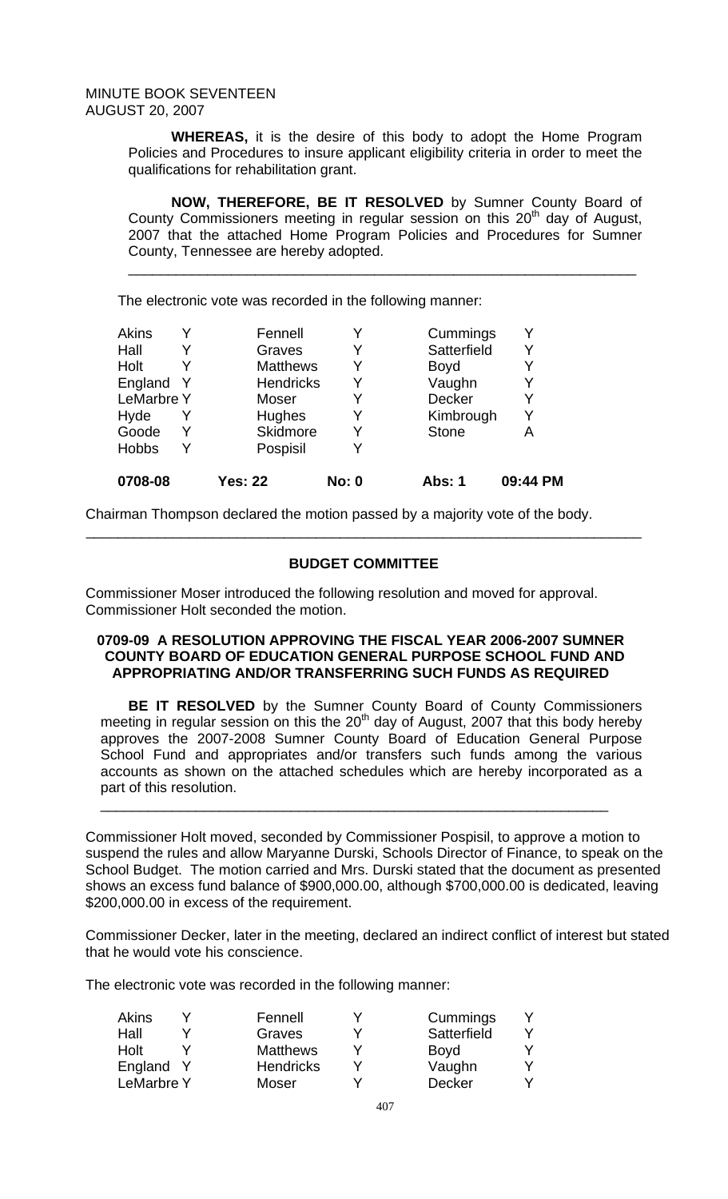MINUTE BOOK SEVENTEEN
AUGUST 20, 2007

**WHEREAS,** it is the desire of this body to adopt the Home Program Policies and Procedures to insure applicant eligibility criteria in order to meet the qualifications for rehabilitation grant.

**NOW, THEREFORE, BE IT RESOLVED** by Sumner County Board of County Commissioners meeting in regular session on this 20th day of August, 2007 that the attached Home Program Policies and Procedures for Sumner County, Tennessee are hereby adopted.

______________________________________________________________

The electronic vote was recorded in the following manner:

| | | | | | |
|---|---|---|---|---|---|
| Akins | Y | Fennell | Y | Cummings | Y |
| Hall | Y | Graves | Y | Satterfield | Y |
| Holt | Y | Matthews | Y | Boyd | Y |
| England | Y | Hendricks | Y | Vaughn | Y |
| LeMarbre | Y | Moser | Y | Decker | Y |
| Hyde | Y | Hughes | Y | Kimbrough | Y |
| Goode | Y | Skidmore | Y | Stone | A |
| Hobbs | Y | Pospisil | Y | | |
| **0708-08** | | **Yes: 22** | **No: 0** | **Abs: 1** | **09:44 PM** |

Chairman Thompson declared the motion passed by a majority vote of the body.

______________________________________________________________

## BUDGET COMMITTEE

Commissioner Moser introduced the following resolution and moved for approval. Commissioner Holt seconded the motion.

### 0709-09 A RESOLUTION APPROVING THE FISCAL YEAR 2006-2007 SUMNER COUNTY BOARD OF EDUCATION GENERAL PURPOSE SCHOOL FUND AND APPROPRIATING AND/OR TRANSFERRING SUCH FUNDS AS REQUIRED

**BE IT RESOLVED** by the Sumner County Board of County Commissioners meeting in regular session on this the 20th day of August, 2007 that this body hereby approves the 2007-2008 Sumner County Board of Education General Purpose School Fund and appropriates and/or transfers such funds among the various accounts as shown on the attached schedules which are hereby incorporated as a part of this resolution.

______________________________________________________________

Commissioner Holt moved, seconded by Commissioner Pospisil, to approve a motion to suspend the rules and allow Maryanne Durski, Schools Director of Finance, to speak on the School Budget. The motion carried and Mrs. Durski stated that the document as presented shows an excess fund balance of $900,000.00, although $700,000.00 is dedicated, leaving $200,000.00 in excess of the requirement.

Commissioner Decker, later in the meeting, declared an indirect conflict of interest but stated that he would vote his conscience.

The electronic vote was recorded in the following manner:

| | | | | | |
|---|---|---|---|---|---|
| Akins | Y | Fennell | Y | Cummings | Y |
| Hall | Y | Graves | Y | Satterfield | Y |
| Holt | Y | Matthews | Y | Boyd | Y |
| England | Y | Hendricks | Y | Vaughn | Y |
| LeMarbre | Y | Moser | Y | Decker | Y |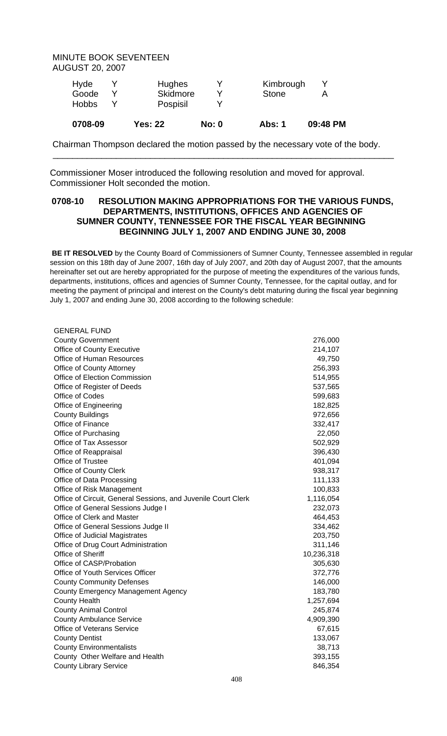MINUTE BOOK SEVENTEEN
AUGUST 20, 2007

| | | | | | |
|---|---|---|---|---|---|
| Hyde | Y | Hughes | Y | Kimbrough | Y |
| Goode | Y | Skidmore | Y | Stone | A |
| Hobbs | Y | Pospisil | Y | | |

| **0708-09** | **Yes: 22** | **No: 0** | **Abs: 1** | **09:48 PM** |
|---|---|---|---|---|

Chairman Thompson declared the motion passed by the necessary vote of the body.

---

Commissioner Moser introduced the following resolution and moved for approval. Commissioner Holt seconded the motion.

**0708-10 RESOLUTION MAKING APPROPRIATIONS FOR THE VARIOUS FUNDS, DEPARTMENTS, INSTITUTIONS, OFFICES AND AGENCIES OF SUMNER COUNTY, TENNESSEE FOR THE FISCAL YEAR BEGINNING BEGINNING JULY 1, 2007 AND ENDING JUNE 30, 2008**

**BE IT RESOLVED** by the County Board of Commissioners of Sumner County, Tennessee assembled in regular session on this 18th day of June 2007, 16th day of July 2007, and 20th day of August 2007, that the amounts hereinafter set out are hereby appropriated for the purpose of meeting the expenditures of the various funds, departments, institutions, offices and agencies of Sumner County, Tennessee, for the capital outlay, and for meeting the payment of principal and interest on the County's debt maturing during the fiscal year beginning July 1, 2007 and ending June 30, 2008 according to the following schedule:

| GENERAL FUND | |
|---|---|
| County Government | 276,000 |
| Office of County Executive | 214,107 |
| Office of Human Resources | 49,750 |
| Office of County Attorney | 256,393 |
| Office of Election Commission | 514,955 |
| Office of Register of Deeds | 537,565 |
| Office of Codes | 599,683 |
| Office of Engineering | 182,825 |
| County Buildings | 972,656 |
| Office of Finance | 332,417 |
| Office of Purchasing | 22,050 |
| Office of Tax Assessor | 502,929 |
| Office of Reappraisal | 396,430 |
| Office of Trustee | 401,094 |
| Office of County Clerk | 938,317 |
| Office of Data Processing | 111,133 |
| Office of Risk Management | 100,833 |
| Office of Circuit, General Sessions, and Juvenile Court Clerk | 1,116,054 |
| Office of General Sessions Judge I | 232,073 |
| Office of Clerk and Master | 464,453 |
| Office of General Sessions Judge II | 334,462 |
| Office of Judicial Magistrates | 203,750 |
| Office of Drug Court Administration | 311,146 |
| Office of Sheriff | 10,236,318 |
| Office of CASP/Probation | 305,630 |
| Office of Youth Services Officer | 372,776 |
| County Community Defenses | 146,000 |
| County Emergency Management Agency | 183,780 |
| County Health | 1,257,694 |
| County Animal Control | 245,874 |
| County Ambulance Service | 4,909,390 |
| Office of Veterans Service | 67,615 |
| County Dentist | 133,067 |
| County Environmentalists | 38,713 |
| County Other Welfare and Health | 393,155 |
| County Library Service | 846,354 |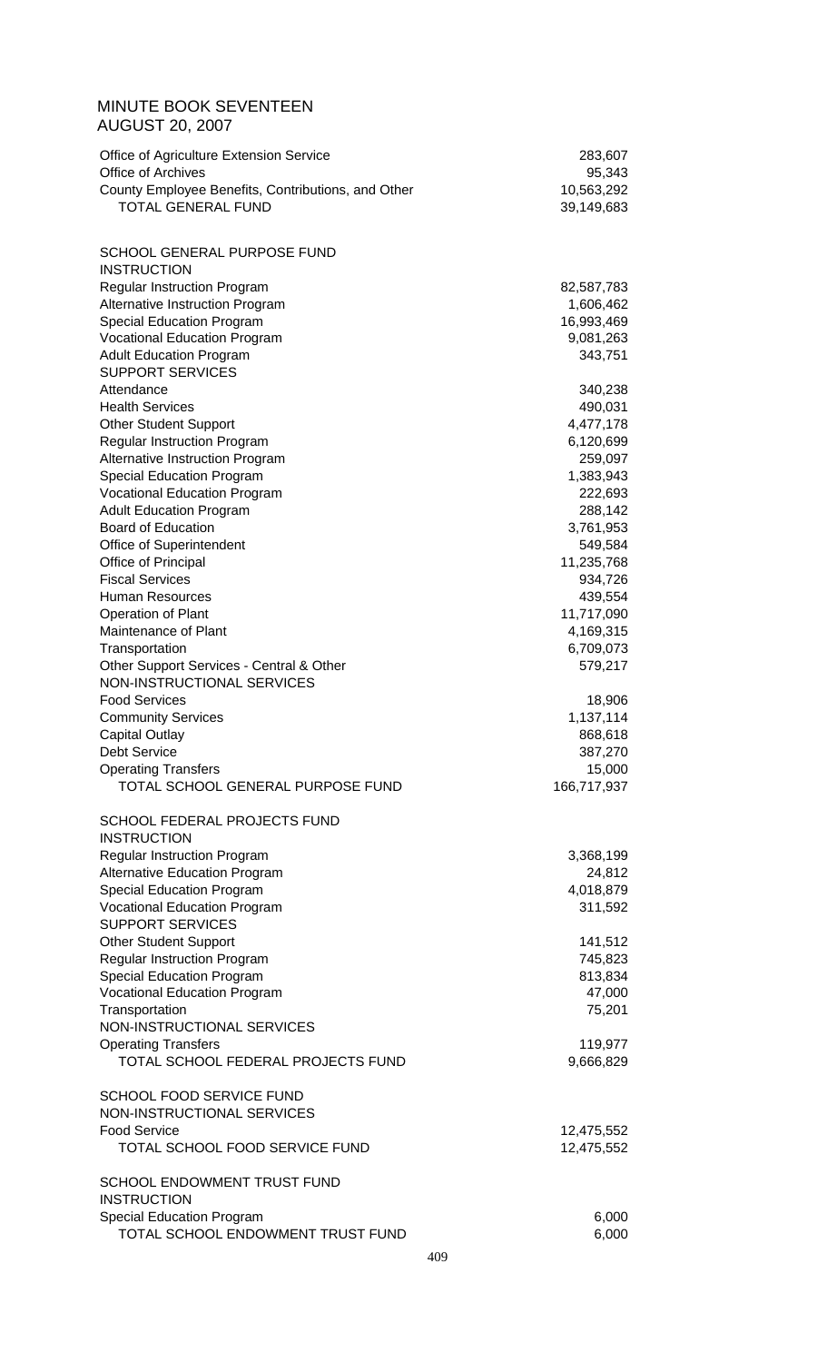MINUTE BOOK SEVENTEEN
AUGUST 20, 2007

| | |
|---|---|
| Office of Agriculture Extension Service | 283,607 |
| Office of Archives | 95,343 |
| County Employee Benefits, Contributions, and Other | 10,563,292 |
| TOTAL GENERAL FUND | 39,149,683 |
| | |
| SCHOOL GENERAL PURPOSE FUND | |
| INSTRUCTION | |
| Regular Instruction Program | 82,587,783 |
| Alternative Instruction Program | 1,606,462 |
| Special Education Program | 16,993,469 |
| Vocational Education Program | 9,081,263 |
| Adult Education Program | 343,751 |
| SUPPORT SERVICES | |
| Attendance | 340,238 |
| Health Services | 490,031 |
| Other Student Support | 4,477,178 |
| Regular Instruction Program | 6,120,699 |
| Alternative Instruction Program | 259,097 |
| Special Education Program | 1,383,943 |
| Vocational Education Program | 222,693 |
| Adult Education Program | 288,142 |
| Board of Education | 3,761,953 |
| Office of Superintendent | 549,584 |
| Office of Principal | 11,235,768 |
| Fiscal Services | 934,726 |
| Human Resources | 439,554 |
| Operation of Plant | 11,717,090 |
| Maintenance of Plant | 4,169,315 |
| Transportation | 6,709,073 |
| Other Support Services - Central & Other | 579,217 |
| NON-INSTRUCTIONAL SERVICES | |
| Food Services | 18,906 |
| Community Services | 1,137,114 |
| Capital Outlay | 868,618 |
| Debt Service | 387,270 |
| Operating Transfers | 15,000 |
| TOTAL SCHOOL GENERAL PURPOSE FUND | 166,717,937 |
| | |
| SCHOOL FEDERAL PROJECTS FUND | |
| INSTRUCTION | |
| Regular Instruction Program | 3,368,199 |
| Alternative Education Program | 24,812 |
| Special Education Program | 4,018,879 |
| Vocational Education Program | 311,592 |
| SUPPORT SERVICES | |
| Other Student Support | 141,512 |
| Regular Instruction Program | 745,823 |
| Special Education Program | 813,834 |
| Vocational Education Program | 47,000 |
| Transportation | 75,201 |
| NON-INSTRUCTIONAL SERVICES | |
| Operating Transfers | 119,977 |
| TOTAL SCHOOL FEDERAL PROJECTS FUND | 9,666,829 |
| | |
| SCHOOL FOOD SERVICE FUND | |
| NON-INSTRUCTIONAL SERVICES | |
| Food Service | 12,475,552 |
| TOTAL SCHOOL FOOD SERVICE FUND | 12,475,552 |
| | |
| SCHOOL ENDOWMENT TRUST FUND | |
| INSTRUCTION | |
| Special Education Program | 6,000 |
| TOTAL SCHOOL ENDOWMENT TRUST FUND | 6,000 |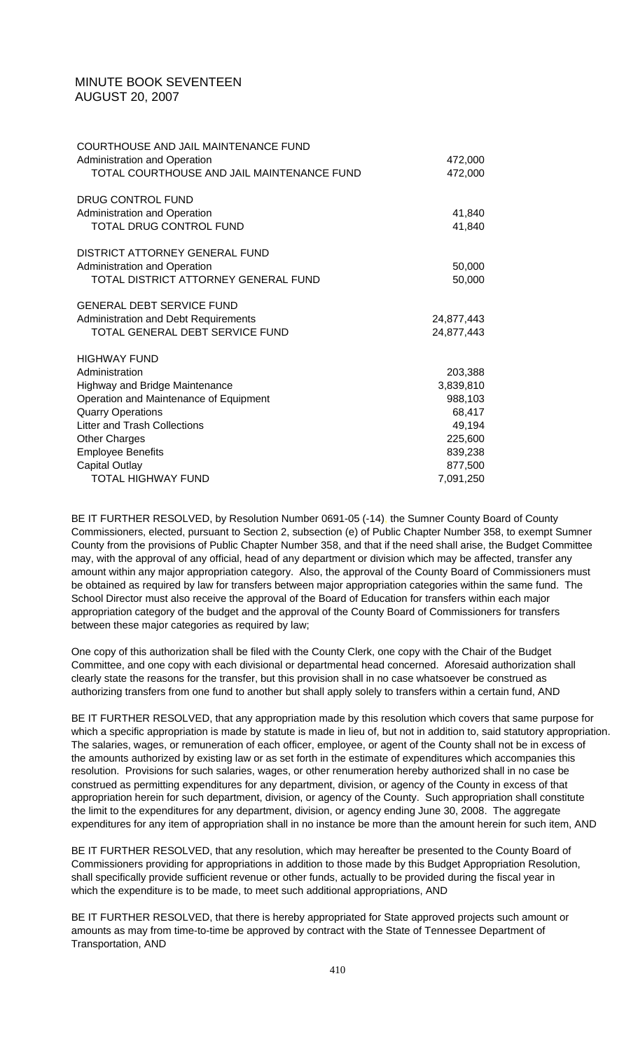MINUTE BOOK SEVENTEEN
AUGUST 20, 2007

| | |
|---|---|
| COURTHOUSE AND JAIL MAINTENANCE FUND | |
| Administration and Operation | 472,000 |
| TOTAL COURTHOUSE AND JAIL MAINTENANCE FUND | 472,000 |
| | |
| DRUG CONTROL FUND | |
| Administration and Operation | 41,840 |
| TOTAL DRUG CONTROL FUND | 41,840 |
| | |
| DISTRICT ATTORNEY GENERAL FUND | |
| Administration and Operation | 50,000 |
| TOTAL DISTRICT ATTORNEY GENERAL FUND | 50,000 |
| | |
| GENERAL DEBT SERVICE FUND | |
| Administration and Debt Requirements | 24,877,443 |
| TOTAL GENERAL DEBT SERVICE FUND | 24,877,443 |
| | |
| HIGHWAY FUND | |
| Administration | 203,388 |
| Highway and Bridge Maintenance | 3,839,810 |
| Operation and Maintenance of Equipment | 988,103 |
| Quarry Operations | 68,417 |
| Litter and Trash Collections | 49,194 |
| Other Charges | 225,600 |
| Employee Benefits | 839,238 |
| Capital Outlay | 877,500 |
| TOTAL HIGHWAY FUND | 7,091,250 |

BE IT FURTHER RESOLVED, by Resolution Number 0691-05 (-14) the Sumner County Board of County Commissioners, elected, pursuant to Section 2, subsection (e) of Public Chapter Number 358, to exempt Sumner County from the provisions of Public Chapter Number 358, and that if the need shall arise, the Budget Committee may, with the approval of any official, head of any department or division which may be affected, transfer any amount within any major appropriation category. Also, the approval of the County Board of Commissioners must be obtained as required by law for transfers between major appropriation categories within the same fund. The School Director must also receive the approval of the Board of Education for transfers within each major appropriation category of the budget and the approval of the County Board of Commissioners for transfers between these major categories as required by law;

One copy of this authorization shall be filed with the County Clerk, one copy with the Chair of the Budget Committee, and one copy with each divisional or departmental head concerned. Aforesaid authorization shall clearly state the reasons for the transfer, but this provision shall in no case whatsoever be construed as authorizing transfers from one fund to another but shall apply solely to transfers within a certain fund, AND

BE IT FURTHER RESOLVED, that any appropriation made by this resolution which covers that same purpose for which a specific appropriation is made by statute is made in lieu of, but not in addition to, said statutory appropriation. The salaries, wages, or remuneration of each officer, employee, or agent of the County shall not be in excess of the amounts authorized by existing law or as set forth in the estimate of expenditures which accompanies this resolution. Provisions for such salaries, wages, or other renumeration hereby authorized shall in no case be construed as permitting expenditures for any department, division, or agency of the County in excess of that appropriation herein for such department, division, or agency of the County. Such appropriation shall constitute the limit to the expenditures for any department, division, or agency ending June 30, 2008. The aggregate expenditures for any item of appropriation shall in no instance be more than the amount herein for such item, AND

BE IT FURTHER RESOLVED, that any resolution, which may hereafter be presented to the County Board of Commissioners providing for appropriations in addition to those made by this Budget Appropriation Resolution, shall specifically provide sufficient revenue or other funds, actually to be provided during the fiscal year in which the expenditure is to be made, to meet such additional appropriations, AND

BE IT FURTHER RESOLVED, that there is hereby appropriated for State approved projects such amount or amounts as may from time-to-time be approved by contract with the State of Tennessee Department of Transportation, AND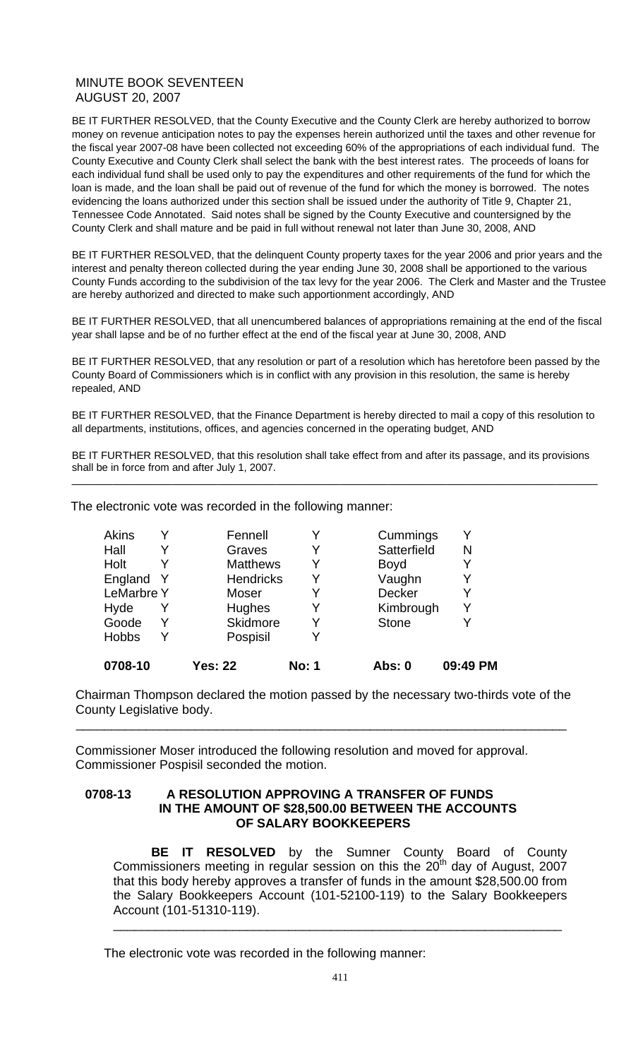MINUTE BOOK SEVENTEEN
AUGUST 20, 2007

BE IT FURTHER RESOLVED, that the County Executive and the County Clerk are hereby authorized to borrow money on revenue anticipation notes to pay the expenses herein authorized until the taxes and other revenue for the fiscal year 2007-08 have been collected not exceeding 60% of the appropriations of each individual fund. The County Executive and County Clerk shall select the bank with the best interest rates. The proceeds of loans for each individual fund shall be used only to pay the expenditures and other requirements of the fund for which the loan is made, and the loan shall be paid out of revenue of the fund for which the money is borrowed. The notes evidencing the loans authorized under this section shall be issued under the authority of Title 9, Chapter 21, Tennessee Code Annotated. Said notes shall be signed by the County Executive and countersigned by the County Clerk and shall mature and be paid in full without renewal not later than June 30, 2008, AND

BE IT FURTHER RESOLVED, that the delinquent County property taxes for the year 2006 and prior years and the interest and penalty thereon collected during the year ending June 30, 2008 shall be apportioned to the various County Funds according to the subdivision of the tax levy for the year 2006. The Clerk and Master and the Trustee are hereby authorized and directed to make such apportionment accordingly, AND

BE IT FURTHER RESOLVED, that all unencumbered balances of appropriations remaining at the end of the fiscal year shall lapse and be of no further effect at the end of the fiscal year at June 30, 2008, AND

BE IT FURTHER RESOLVED, that any resolution or part of a resolution which has heretofore been passed by the County Board of Commissioners which is in conflict with any provision in this resolution, the same is hereby repealed, AND

BE IT FURTHER RESOLVED, that the Finance Department is hereby directed to mail a copy of this resolution to all departments, institutions, offices, and agencies concerned in the operating budget, AND

BE IT FURTHER RESOLVED, that this resolution shall take effect from and after its passage, and its provisions shall be in force from and after July 1, 2007.

---

The electronic vote was recorded in the following manner:

| | | | | | |
|---|---|---|---|---|---|
| Akins | Y | Fennell | Y | Cummings | Y |
| Hall | Y | Graves | Y | Satterfield | N |
| Holt | Y | Matthews | Y | Boyd | Y |
| England | Y | Hendricks | Y | Vaughn | Y |
| LeMarbre | Y | Moser | Y | Decker | Y |
| Hyde | Y | Hughes | Y | Kimbrough | Y |
| Goode | Y | Skidmore | Y | Stone | Y |
| Hobbs | Y | Pospisil | Y | | |

**0708-10 Yes: 22 No: 1 Abs: 0 09:49 PM**

Chairman Thompson declared the motion passed by the necessary two-thirds vote of the County Legislative body.

---

Commissioner Moser introduced the following resolution and moved for approval. Commissioner Pospisil seconded the motion.

**0708-13 A RESOLUTION APPROVING A TRANSFER OF FUNDS IN THE AMOUNT OF $28,500.00 BETWEEN THE ACCOUNTS OF SALARY BOOKKEEPERS**

**BE IT RESOLVED** by the Sumner County Board of County Commissioners meeting in regular session on this the 20th day of August, 2007 that this body hereby approves a transfer of funds in the amount $28,500.00 from the Salary Bookkeepers Account (101-52100-119) to the Salary Bookkeepers Account (101-51310-119).

---

The electronic vote was recorded in the following manner: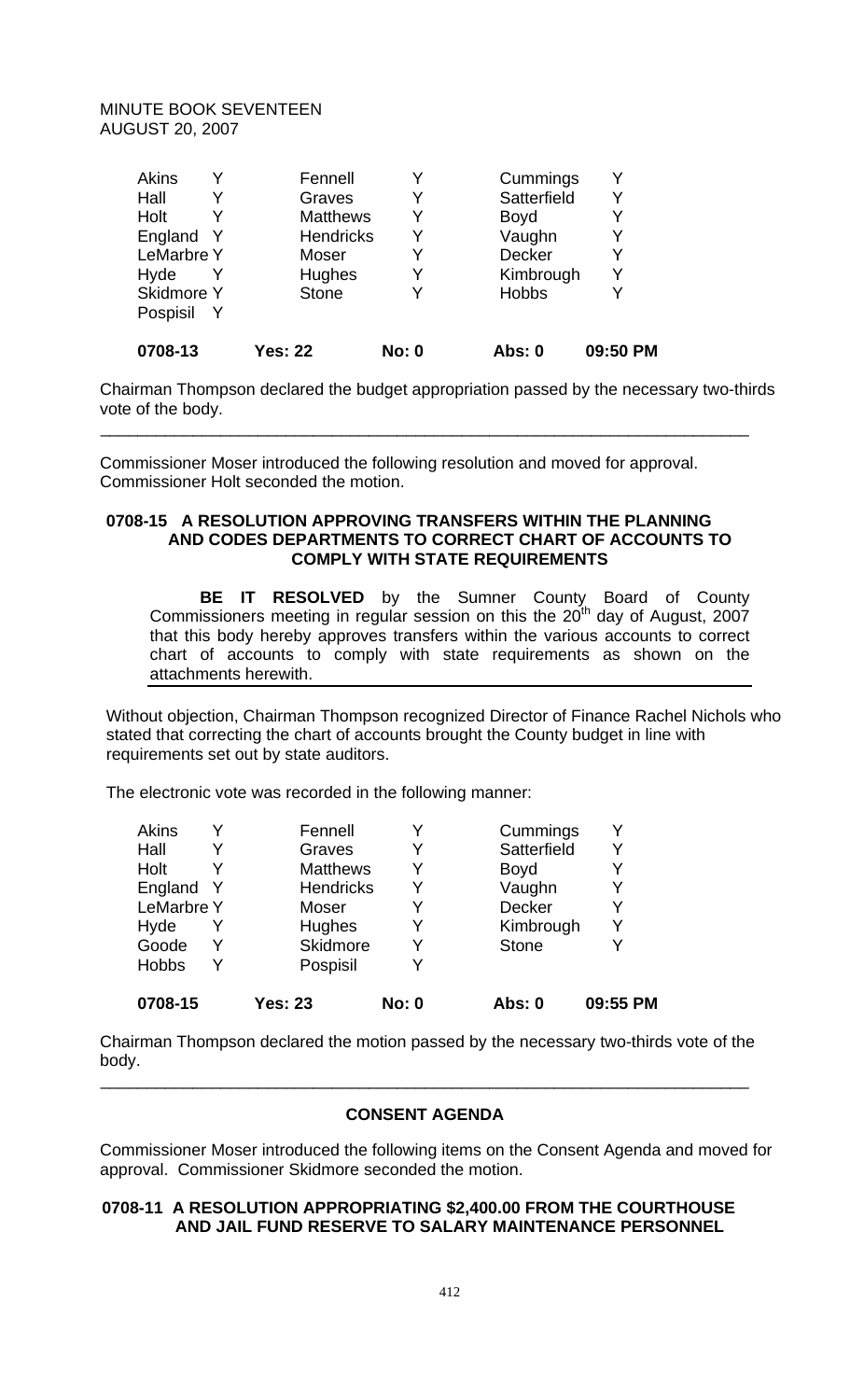MINUTE BOOK SEVENTEEN
AUGUST 20, 2007

| | | | | | |
|---|---|---|---|---|---|
| Akins | Y | Fennell | Y | Cummings | Y |
| Hall | Y | Graves | Y | Satterfield | Y |
| Holt | Y | Matthews | Y | Boyd | Y |
| England | Y | Hendricks | Y | Vaughn | Y |
| LeMarbre | Y | Moser | Y | Decker | Y |
| Hyde | Y | Hughes | Y | Kimbrough | Y |
| Skidmore | Y | Stone | Y | Hobbs | Y |
| Pospisil | Y | | | | |
| **0708-13** | | **Yes: 22** | **No: 0** | **Abs: 0** | **09:50 PM** |

Chairman Thompson declared the budget appropriation passed by the necessary two-thirds vote of the body.

---

Commissioner Moser introduced the following resolution and moved for approval. Commissioner Holt seconded the motion.

**0708-15 A RESOLUTION APPROVING TRANSFERS WITHIN THE PLANNING AND CODES DEPARTMENTS TO CORRECT CHART OF ACCOUNTS TO COMPLY WITH STATE REQUIREMENTS**

**BE IT RESOLVED** by the Sumner County Board of County Commissioners meeting in regular session on this the 20th day of August, 2007 that this body hereby approves transfers within the various accounts to correct chart of accounts to comply with state requirements as shown on the attachments herewith.

Without objection, Chairman Thompson recognized Director of Finance Rachel Nichols who stated that correcting the chart of accounts brought the County budget in line with requirements set out by state auditors.

The electronic vote was recorded in the following manner:

| | | | | | |
|---|---|---|---|---|---|
| Akins | Y | Fennell | Y | Cummings | Y |
| Hall | Y | Graves | Y | Satterfield | Y |
| Holt | Y | Matthews | Y | Boyd | Y |
| England | Y | Hendricks | Y | Vaughn | Y |
| LeMarbre | Y | Moser | Y | Decker | Y |
| Hyde | Y | Hughes | Y | Kimbrough | Y |
| Goode | Y | Skidmore | Y | Stone | Y |
| Hobbs | Y | Pospisil | Y | | |
| **0708-15** | | **Yes: 23** | **No: 0** | **Abs: 0** | **09:55 PM** |

Chairman Thompson declared the motion passed by the necessary two-thirds vote of the body.

---

## CONSENT AGENDA

Commissioner Moser introduced the following items on the Consent Agenda and moved for approval. Commissioner Skidmore seconded the motion.

**0708-11 A RESOLUTION APPROPRIATING $2,400.00 FROM THE COURTHOUSE AND JAIL FUND RESERVE TO SALARY MAINTENANCE PERSONNEL**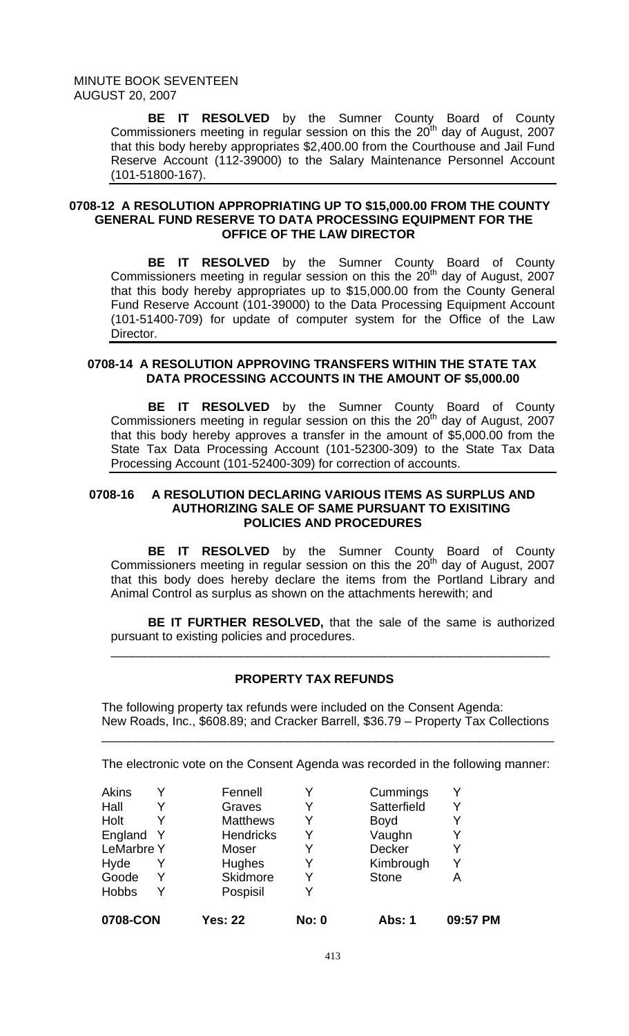MINUTE BOOK SEVENTEEN
AUGUST 20, 2007

**BE IT RESOLVED** by the Sumner County Board of County Commissioners meeting in regular session on this the 20th day of August, 2007 that this body hereby appropriates $2,400.00 from the Courthouse and Jail Fund Reserve Account (112-39000) to the Salary Maintenance Personnel Account (101-51800-167).

### 0708-12 A RESOLUTION APPROPRIATING UP TO $15,000.00 FROM THE COUNTY GENERAL FUND RESERVE TO DATA PROCESSING EQUIPMENT FOR THE OFFICE OF THE LAW DIRECTOR

**BE IT RESOLVED** by the Sumner County Board of County Commissioners meeting in regular session on this the 20th day of August, 2007 that this body hereby appropriates up to $15,000.00 from the County General Fund Reserve Account (101-39000) to the Data Processing Equipment Account (101-51400-709) for update of computer system for the Office of the Law Director.

### 0708-14 A RESOLUTION APPROVING TRANSFERS WITHIN THE STATE TAX DATA PROCESSING ACCOUNTS IN THE AMOUNT OF $5,000.00

**BE IT RESOLVED** by the Sumner County Board of County Commissioners meeting in regular session on this the 20th day of August, 2007 that this body hereby approves a transfer in the amount of $5,000.00 from the State Tax Data Processing Account (101-52300-309) to the State Tax Data Processing Account (101-52400-309) for correction of accounts.

### 0708-16 A RESOLUTION DECLARING VARIOUS ITEMS AS SURPLUS AND AUTHORIZING SALE OF SAME PURSUANT TO EXISITING POLICIES AND PROCEDURES

**BE IT RESOLVED** by the Sumner County Board of County Commissioners meeting in regular session on this the 20th day of August, 2007 that this body does hereby declare the items from the Portland Library and Animal Control as surplus as shown on the attachments herewith; and

**BE IT FURTHER RESOLVED,** that the sale of the same is authorized pursuant to existing policies and procedures.

---

### PROPERTY TAX REFUNDS

The following property tax refunds were included on the Consent Agenda: New Roads, Inc., $608.89; and Cracker Barrell, $36.79 – Property Tax Collections

---

The electronic vote on the Consent Agenda was recorded in the following manner:

| | | | | | |
|---|---|---|---|---|---|
| Akins | Y | Fennell | Y | Cummings | Y |
| Hall | Y | Graves | Y | Satterfield | Y |
| Holt | Y | Matthews | Y | Boyd | Y |
| England | Y | Hendricks | Y | Vaughn | Y |
| LeMarbre | Y | Moser | Y | Decker | Y |
| Hyde | Y | Hughes | Y | Kimbrough | Y |
| Goode | Y | Skidmore | Y | Stone | A |
| Hobbs | Y | Pospisil | Y | | |

**0708-CON** **Yes: 22** **No: 0** **Abs: 1** **09:57 PM**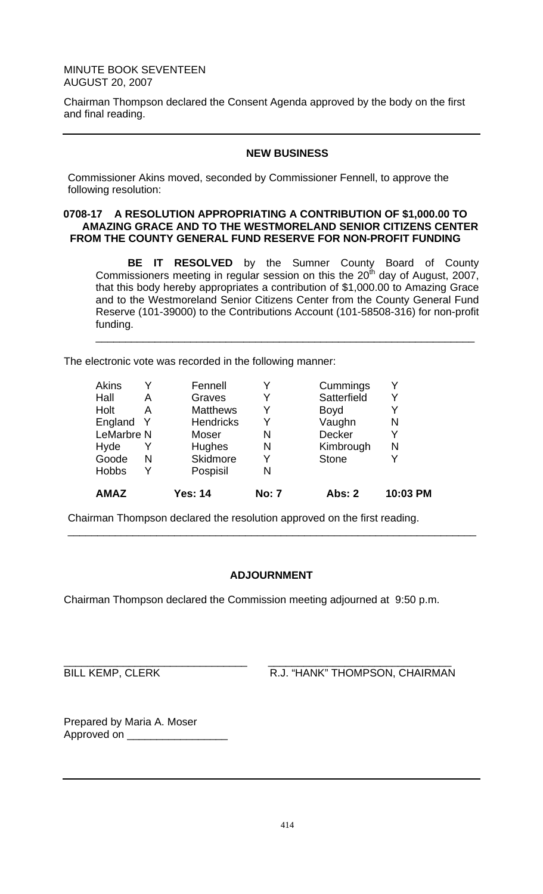MINUTE BOOK SEVENTEEN
AUGUST 20, 2007

Chairman Thompson declared the Consent Agenda approved by the body on the first and final reading.

---

## NEW BUSINESS

Commissioner Akins moved, seconded by Commissioner Fennell, to approve the following resolution:

**0708-17 A RESOLUTION APPROPRIATING A CONTRIBUTION OF $1,000.00 TO AMAZING GRACE AND TO THE WESTMORELAND SENIOR CITIZENS CENTER FROM THE COUNTY GENERAL FUND RESERVE FOR NON-PROFIT FUNDING**

**BE IT RESOLVED** by the Sumner County Board of County Commissioners meeting in regular session on this the 20th day of August, 2007, that this body hereby appropriates a contribution of $1,000.00 to Amazing Grace and to the Westmoreland Senior Citizens Center from the County General Fund Reserve (101-39000) to the Contributions Account (101-58508-316) for non-profit funding.

---

The electronic vote was recorded in the following manner:

| | | | | | | |
|---|---|---|---|---|---|---|
| Akins | Y | Fennell | Y | Cummings | Y | |
| Hall | A | Graves | Y | Satterfield | Y | |
| Holt | A | Matthews | Y | Boyd | Y | |
| England | Y | Hendricks | Y | Vaughn | N | |
| LeMarbre | N | Moser | N | Decker | Y | |
| Hyde | Y | Hughes | N | Kimbrough | N | |
| Goode | N | Skidmore | Y | Stone | Y | |
| Hobbs | Y | Pospisil | N | | | |
| **AMAZ** | | **Yes: 14** | **No: 7** | **Abs: 2** | | **10:03 PM** |

Chairman Thompson declared the resolution approved on the first reading.

---

## ADJOURNMENT

Chairman Thompson declared the Commission meeting adjourned at 9:50 p.m.

\_\_\_\_\_\_\_\_\_\_\_\_\_\_\_\_\_\_\_\_\_\_\_\_\_\_\_\_\_\_ \_\_\_\_\_\_\_\_\_\_\_\_\_\_\_\_\_\_\_\_\_\_\_\_\_\_\_\_\_\_
BILL KEMP, CLERK R.J. "HANK" THOMPSON, CHAIRMAN

Prepared by Maria A. Moser
Approved on \_\_\_\_\_\_\_\_\_\_\_\_\_\_\_\_